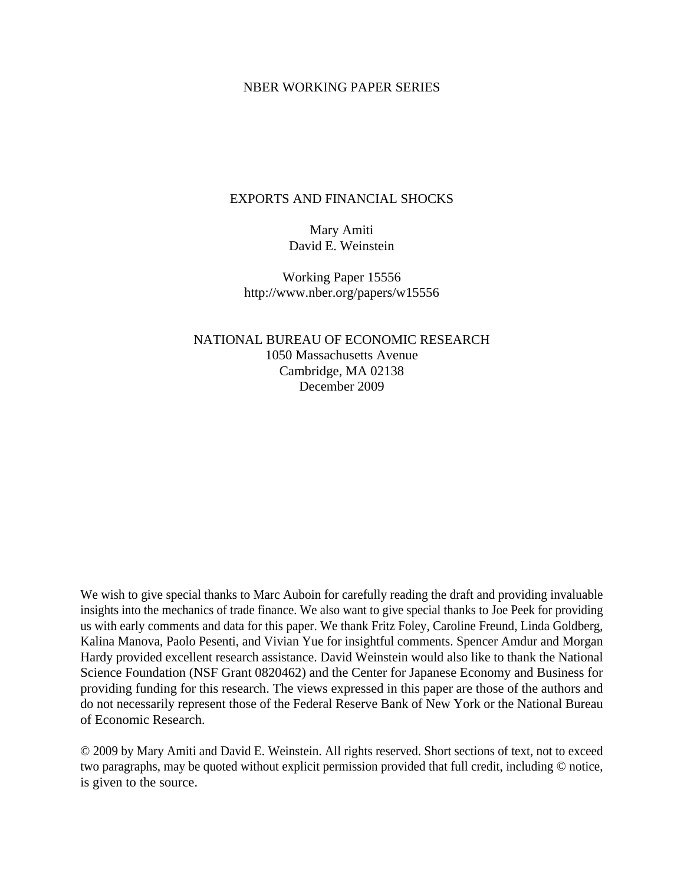NBER WORKING PAPER SERIES

# EXPORTS AND FINANCIAL SHOCKS

Mary Amiti
David E. Weinstein

Working Paper 15556
http://www.nber.org/papers/w15556

NATIONAL BUREAU OF ECONOMIC RESEARCH
1050 Massachusetts Avenue
Cambridge, MA 02138
December 2009

We wish to give special thanks to Marc Auboin for carefully reading the draft and providing invaluable insights into the mechanics of trade finance. We also want to give special thanks to Joe Peek for providing us with early comments and data for this paper. We thank Fritz Foley, Caroline Freund, Linda Goldberg, Kalina Manova, Paolo Pesenti, and Vivian Yue for insightful comments. Spencer Amdur and Morgan Hardy provided excellent research assistance. David Weinstein would also like to thank the National Science Foundation (NSF Grant 0820462) and the Center for Japanese Economy and Business for providing funding for this research. The views expressed in this paper are those of the authors and do not necessarily represent those of the Federal Reserve Bank of New York or the National Bureau of Economic Research.

© 2009 by Mary Amiti and David E. Weinstein. All rights reserved. Short sections of text, not to exceed two paragraphs, may be quoted without explicit permission provided that full credit, including © notice, is given to the source.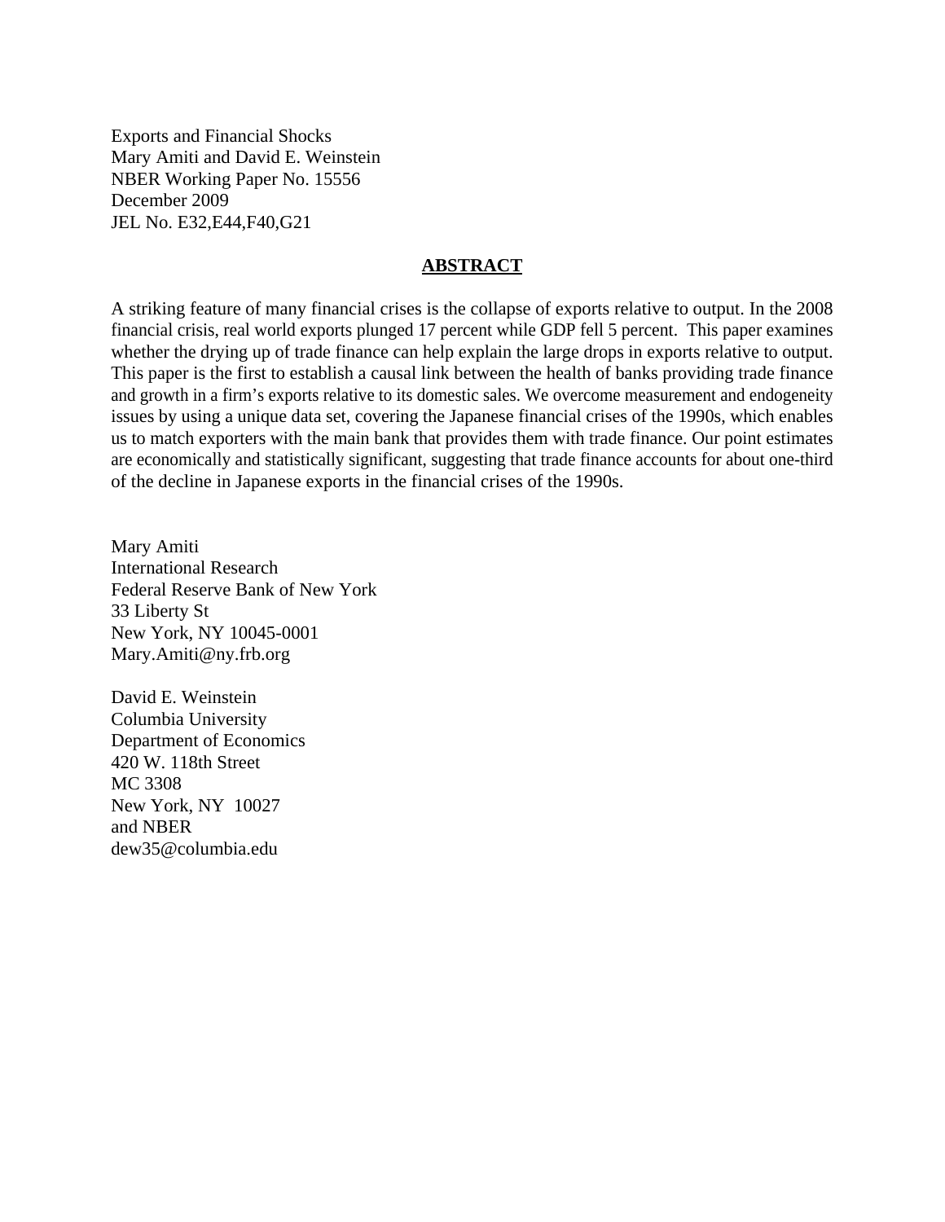Exports and Financial Shocks
Mary Amiti and David E. Weinstein
NBER Working Paper No. 15556
December 2009
JEL No. E32,E44,F40,G21

## ABSTRACT

A striking feature of many financial crises is the collapse of exports relative to output. In the 2008 financial crisis, real world exports plunged 17 percent while GDP fell 5 percent. This paper examines whether the drying up of trade finance can help explain the large drops in exports relative to output. This paper is the first to establish a causal link between the health of banks providing trade finance and growth in a firm's exports relative to its domestic sales. We overcome measurement and endogeneity issues by using a unique data set, covering the Japanese financial crises of the 1990s, which enables us to match exporters with the main bank that provides them with trade finance. Our point estimates are economically and statistically significant, suggesting that trade finance accounts for about one-third of the decline in Japanese exports in the financial crises of the 1990s.

Mary Amiti
International Research
Federal Reserve Bank of New York
33 Liberty St
New York, NY 10045-0001
Mary.Amiti@ny.frb.org

David E. Weinstein
Columbia University
Department of Economics
420 W. 118th Street
MC 3308
New York, NY 10027
and NBER
dew35@columbia.edu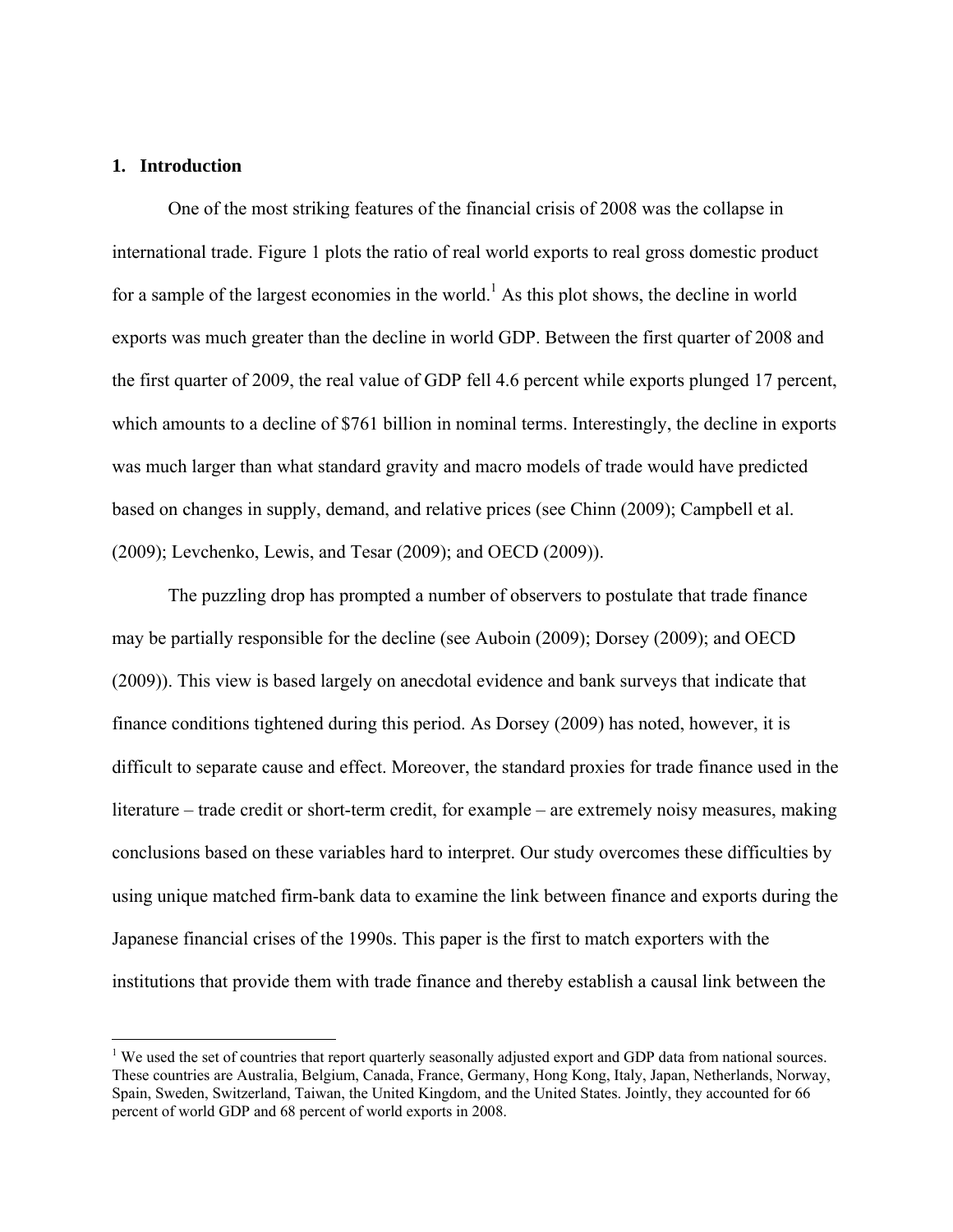## 1. Introduction

One of the most striking features of the financial crisis of 2008 was the collapse in international trade. Figure 1 plots the ratio of real world exports to real gross domestic product for a sample of the largest economies in the world.[1] As this plot shows, the decline in world exports was much greater than the decline in world GDP. Between the first quarter of 2008 and the first quarter of 2009, the real value of GDP fell 4.6 percent while exports plunged 17 percent, which amounts to a decline of $761 billion in nominal terms. Interestingly, the decline in exports was much larger than what standard gravity and macro models of trade would have predicted based on changes in supply, demand, and relative prices (see Chinn (2009); Campbell et al. (2009); Levchenko, Lewis, and Tesar (2009); and OECD (2009)).

The puzzling drop has prompted a number of observers to postulate that trade finance may be partially responsible for the decline (see Auboin (2009); Dorsey (2009); and OECD (2009)). This view is based largely on anecdotal evidence and bank surveys that indicate that finance conditions tightened during this period. As Dorsey (2009) has noted, however, it is difficult to separate cause and effect. Moreover, the standard proxies for trade finance used in the literature – trade credit or short-term credit, for example – are extremely noisy measures, making conclusions based on these variables hard to interpret. Our study overcomes these difficulties by using unique matched firm-bank data to examine the link between finance and exports during the Japanese financial crises of the 1990s. This paper is the first to match exporters with the institutions that provide them with trade finance and thereby establish a causal link between the

[1] We used the set of countries that report quarterly seasonally adjusted export and GDP data from national sources. These countries are Australia, Belgium, Canada, France, Germany, Hong Kong, Italy, Japan, Netherlands, Norway, Spain, Sweden, Switzerland, Taiwan, the United Kingdom, and the United States. Jointly, they accounted for 66 percent of world GDP and 68 percent of world exports in 2008.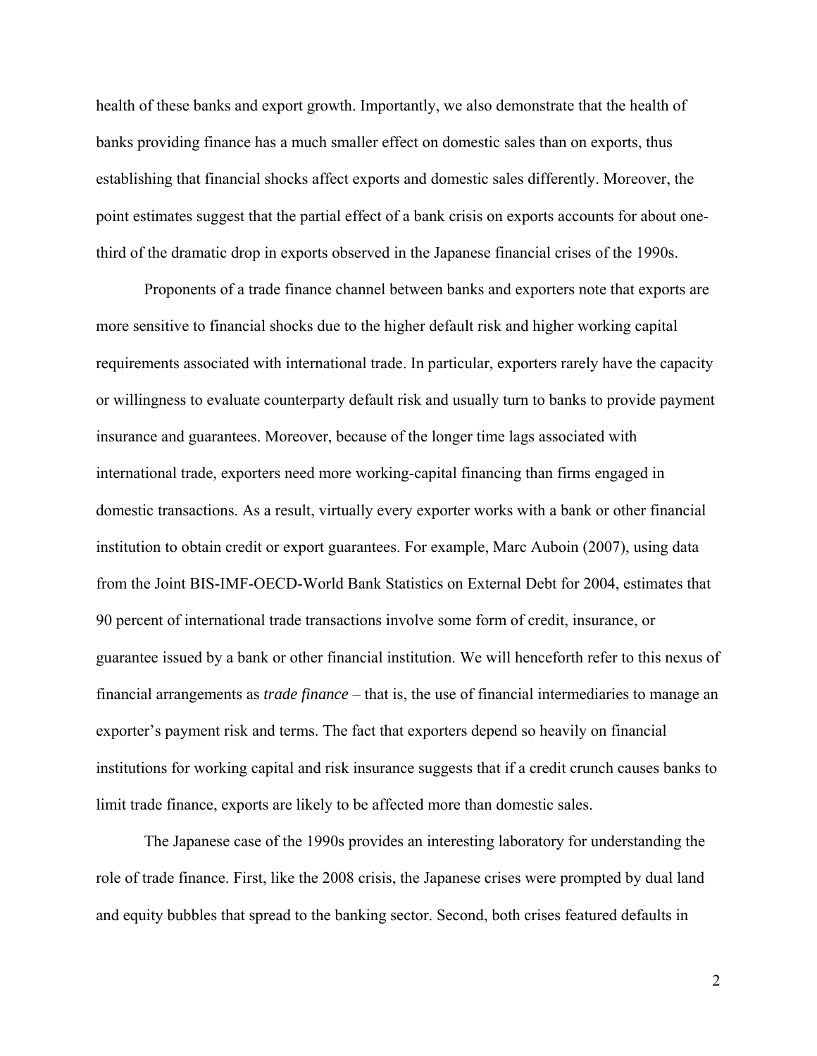health of these banks and export growth. Importantly, we also demonstrate that the health of banks providing finance has a much smaller effect on domestic sales than on exports, thus establishing that financial shocks affect exports and domestic sales differently. Moreover, the point estimates suggest that the partial effect of a bank crisis on exports accounts for about one-third of the dramatic drop in exports observed in the Japanese financial crises of the 1990s.

Proponents of a trade finance channel between banks and exporters note that exports are more sensitive to financial shocks due to the higher default risk and higher working capital requirements associated with international trade. In particular, exporters rarely have the capacity or willingness to evaluate counterparty default risk and usually turn to banks to provide payment insurance and guarantees. Moreover, because of the longer time lags associated with international trade, exporters need more working-capital financing than firms engaged in domestic transactions. As a result, virtually every exporter works with a bank or other financial institution to obtain credit or export guarantees. For example, Marc Auboin (2007), using data from the Joint BIS-IMF-OECD-World Bank Statistics on External Debt for 2004, estimates that 90 percent of international trade transactions involve some form of credit, insurance, or guarantee issued by a bank or other financial institution. We will henceforth refer to this nexus of financial arrangements as *trade finance* – that is, the use of financial intermediaries to manage an exporter's payment risk and terms. The fact that exporters depend so heavily on financial institutions for working capital and risk insurance suggests that if a credit crunch causes banks to limit trade finance, exports are likely to be affected more than domestic sales.

The Japanese case of the 1990s provides an interesting laboratory for understanding the role of trade finance. First, like the 2008 crisis, the Japanese crises were prompted by dual land and equity bubbles that spread to the banking sector. Second, both crises featured defaults in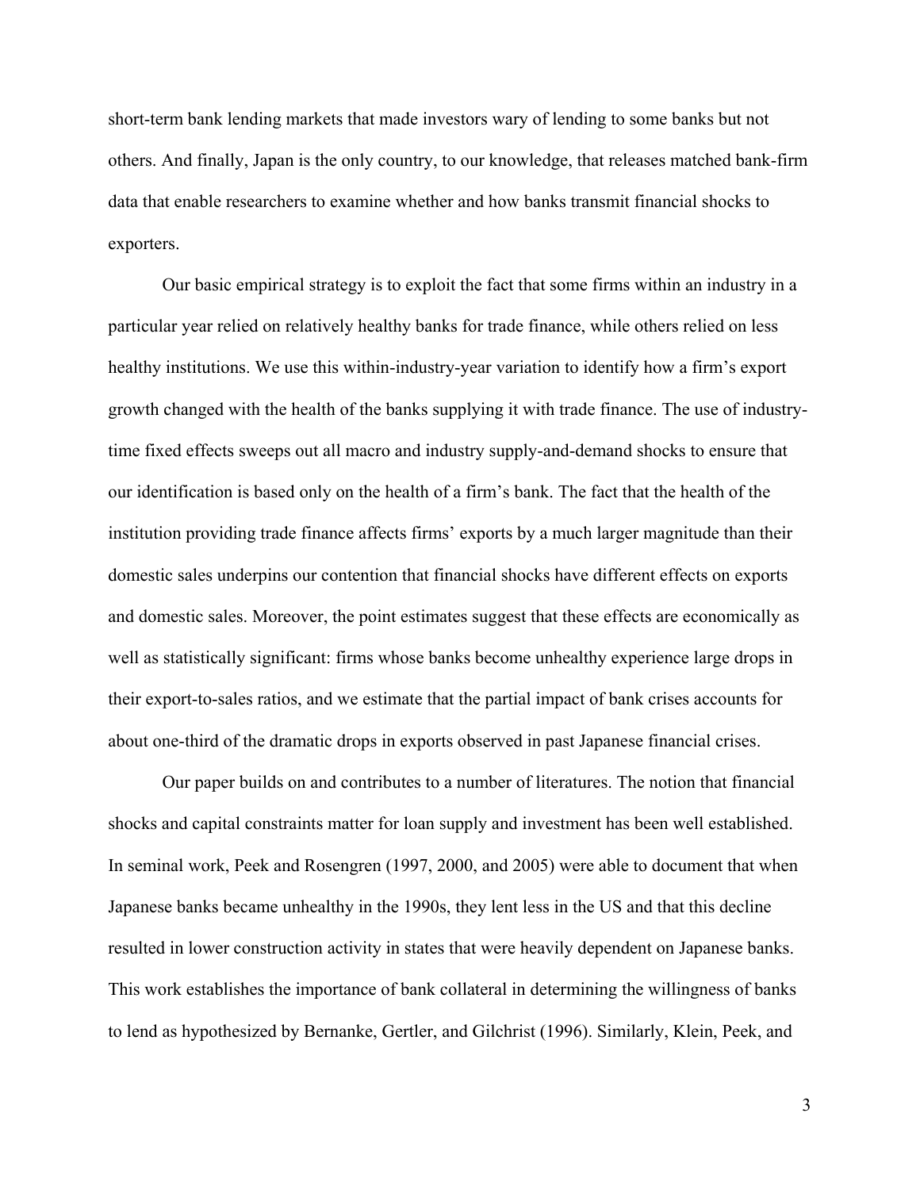short-term bank lending markets that made investors wary of lending to some banks but not others. And finally, Japan is the only country, to our knowledge, that releases matched bank-firm data that enable researchers to examine whether and how banks transmit financial shocks to exporters.

Our basic empirical strategy is to exploit the fact that some firms within an industry in a particular year relied on relatively healthy banks for trade finance, while others relied on less healthy institutions. We use this within-industry-year variation to identify how a firm's export growth changed with the health of the banks supplying it with trade finance. The use of industry-time fixed effects sweeps out all macro and industry supply-and-demand shocks to ensure that our identification is based only on the health of a firm's bank. The fact that the health of the institution providing trade finance affects firms' exports by a much larger magnitude than their domestic sales underpins our contention that financial shocks have different effects on exports and domestic sales. Moreover, the point estimates suggest that these effects are economically as well as statistically significant: firms whose banks become unhealthy experience large drops in their export-to-sales ratios, and we estimate that the partial impact of bank crises accounts for about one-third of the dramatic drops in exports observed in past Japanese financial crises.

Our paper builds on and contributes to a number of literatures. The notion that financial shocks and capital constraints matter for loan supply and investment has been well established. In seminal work, Peek and Rosengren (1997, 2000, and 2005) were able to document that when Japanese banks became unhealthy in the 1990s, they lent less in the US and that this decline resulted in lower construction activity in states that were heavily dependent on Japanese banks. This work establishes the importance of bank collateral in determining the willingness of banks to lend as hypothesized by Bernanke, Gertler, and Gilchrist (1996). Similarly, Klein, Peek, and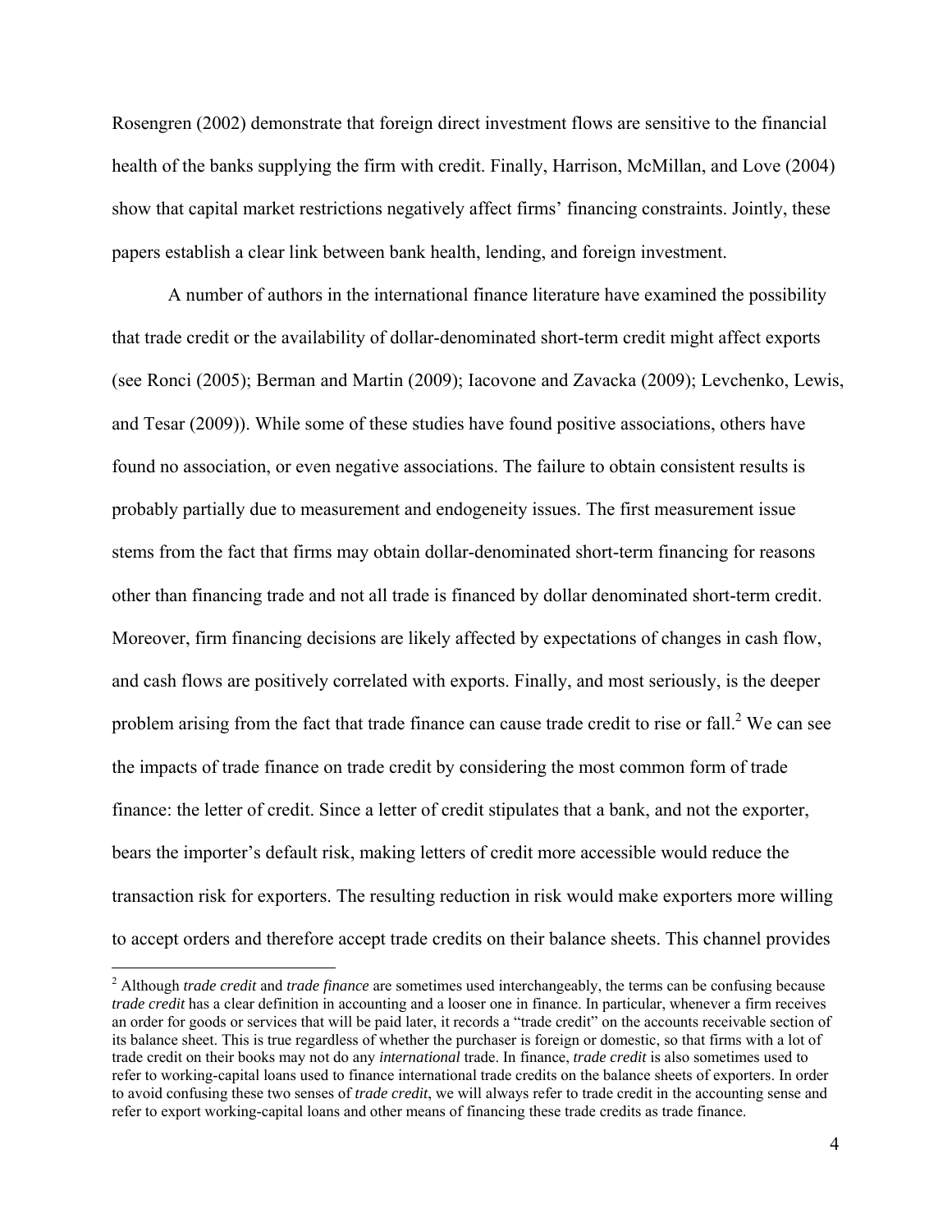Rosengren (2002) demonstrate that foreign direct investment flows are sensitive to the financial health of the banks supplying the firm with credit. Finally, Harrison, McMillan, and Love (2004) show that capital market restrictions negatively affect firms' financing constraints. Jointly, these papers establish a clear link between bank health, lending, and foreign investment.

A number of authors in the international finance literature have examined the possibility that trade credit or the availability of dollar-denominated short-term credit might affect exports (see Ronci (2005); Berman and Martin (2009); Iacovone and Zavacka (2009); Levchenko, Lewis, and Tesar (2009)). While some of these studies have found positive associations, others have found no association, or even negative associations. The failure to obtain consistent results is probably partially due to measurement and endogeneity issues. The first measurement issue stems from the fact that firms may obtain dollar-denominated short-term financing for reasons other than financing trade and not all trade is financed by dollar denominated short-term credit. Moreover, firm financing decisions are likely affected by expectations of changes in cash flow, and cash flows are positively correlated with exports. Finally, and most seriously, is the deeper problem arising from the fact that trade finance can cause trade credit to rise or fall.[2] We can see the impacts of trade finance on trade credit by considering the most common form of trade finance: the letter of credit. Since a letter of credit stipulates that a bank, and not the exporter, bears the importer's default risk, making letters of credit more accessible would reduce the transaction risk for exporters. The resulting reduction in risk would make exporters more willing to accept orders and therefore accept trade credits on their balance sheets. This channel provides

---

[2] Although *trade credit* and *trade finance* are sometimes used interchangeably, the terms can be confusing because *trade credit* has a clear definition in accounting and a looser one in finance. In particular, whenever a firm receives an order for goods or services that will be paid later, it records a "trade credit" on the accounts receivable section of its balance sheet. This is true regardless of whether the purchaser is foreign or domestic, so that firms with a lot of trade credit on their books may not do any *international* trade. In finance, *trade credit* is also sometimes used to refer to working-capital loans used to finance international trade credits on the balance sheets of exporters. In order to avoid confusing these two senses of *trade credit*, we will always refer to trade credit in the accounting sense and refer to export working-capital loans and other means of financing these trade credits as trade finance.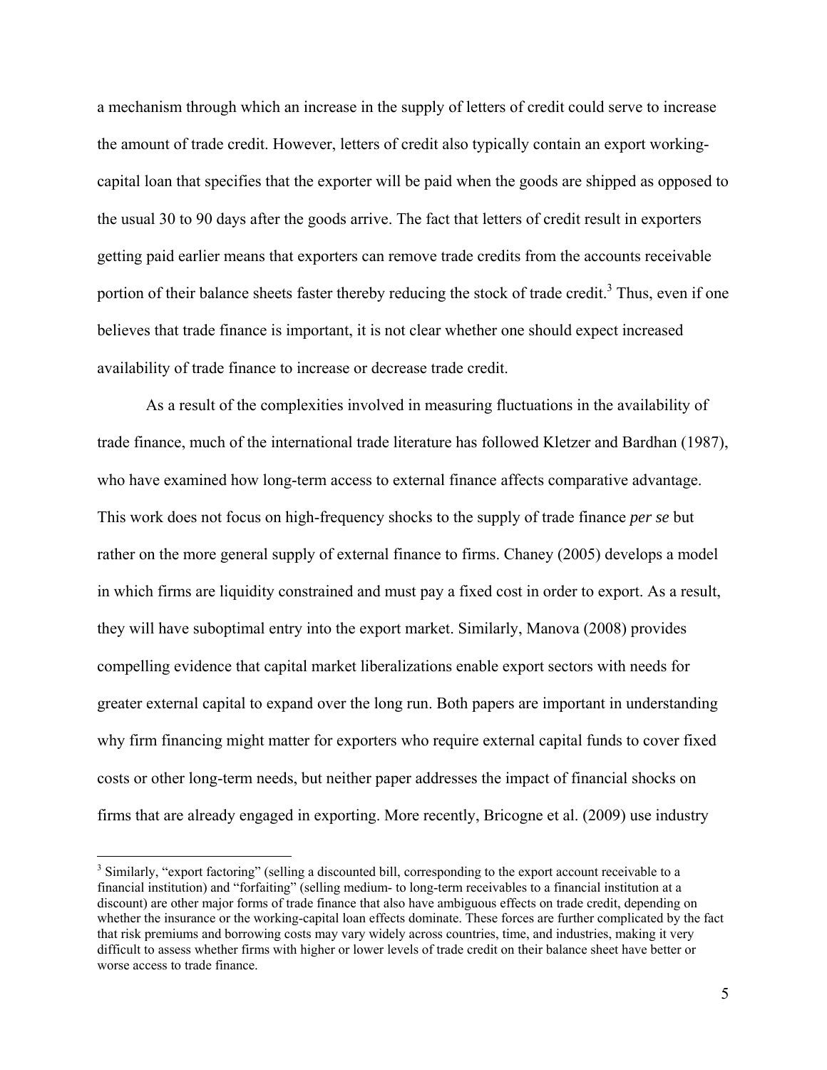a mechanism through which an increase in the supply of letters of credit could serve to increase the amount of trade credit. However, letters of credit also typically contain an export working-capital loan that specifies that the exporter will be paid when the goods are shipped as opposed to the usual 30 to 90 days after the goods arrive. The fact that letters of credit result in exporters getting paid earlier means that exporters can remove trade credits from the accounts receivable portion of their balance sheets faster thereby reducing the stock of trade credit.[3] Thus, even if one believes that trade finance is important, it is not clear whether one should expect increased availability of trade finance to increase or decrease trade credit.

As a result of the complexities involved in measuring fluctuations in the availability of trade finance, much of the international trade literature has followed Kletzer and Bardhan (1987), who have examined how long-term access to external finance affects comparative advantage. This work does not focus on high-frequency shocks to the supply of trade finance *per se* but rather on the more general supply of external finance to firms. Chaney (2005) develops a model in which firms are liquidity constrained and must pay a fixed cost in order to export. As a result, they will have suboptimal entry into the export market. Similarly, Manova (2008) provides compelling evidence that capital market liberalizations enable export sectors with needs for greater external capital to expand over the long run. Both papers are important in understanding why firm financing might matter for exporters who require external capital funds to cover fixed costs or other long-term needs, but neither paper addresses the impact of financial shocks on firms that are already engaged in exporting. More recently, Bricogne et al. (2009) use industry

[3] Similarly, "export factoring" (selling a discounted bill, corresponding to the export account receivable to a financial institution) and "forfaiting" (selling medium- to long-term receivables to a financial institution at a discount) are other major forms of trade finance that also have ambiguous effects on trade credit, depending on whether the insurance or the working-capital loan effects dominate. These forces are further complicated by the fact that risk premiums and borrowing costs may vary widely across countries, time, and industries, making it very difficult to assess whether firms with higher or lower levels of trade credit on their balance sheet have better or worse access to trade finance.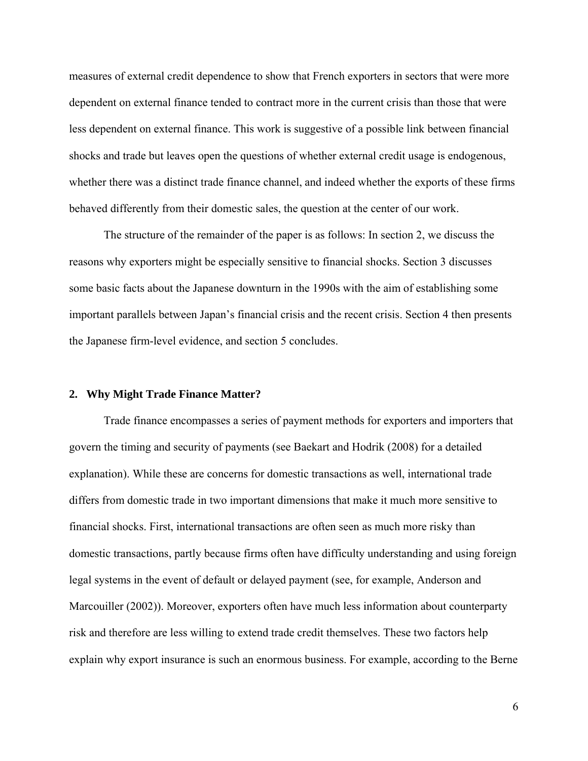measures of external credit dependence to show that French exporters in sectors that were more dependent on external finance tended to contract more in the current crisis than those that were less dependent on external finance. This work is suggestive of a possible link between financial shocks and trade but leaves open the questions of whether external credit usage is endogenous, whether there was a distinct trade finance channel, and indeed whether the exports of these firms behaved differently from their domestic sales, the question at the center of our work.

The structure of the remainder of the paper is as follows: In section 2, we discuss the reasons why exporters might be especially sensitive to financial shocks. Section 3 discusses some basic facts about the Japanese downturn in the 1990s with the aim of establishing some important parallels between Japan's financial crisis and the recent crisis. Section 4 then presents the Japanese firm-level evidence, and section 5 concludes.

## 2. Why Might Trade Finance Matter?

Trade finance encompasses a series of payment methods for exporters and importers that govern the timing and security of payments (see Baekart and Hodrik (2008) for a detailed explanation). While these are concerns for domestic transactions as well, international trade differs from domestic trade in two important dimensions that make it much more sensitive to financial shocks. First, international transactions are often seen as much more risky than domestic transactions, partly because firms often have difficulty understanding and using foreign legal systems in the event of default or delayed payment (see, for example, Anderson and Marcouiller (2002)). Moreover, exporters often have much less information about counterparty risk and therefore are less willing to extend trade credit themselves. These two factors help explain why export insurance is such an enormous business. For example, according to the Berne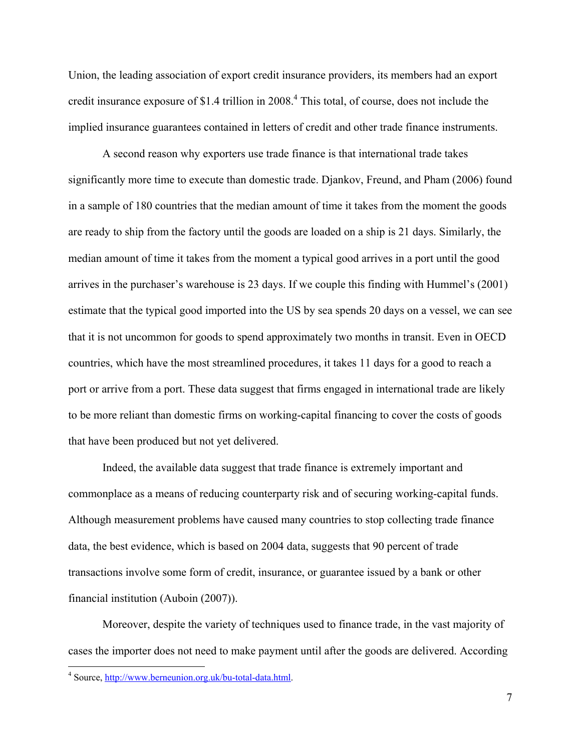Union, the leading association of export credit insurance providers, its members had an export credit insurance exposure of \$1.4 trillion in 2008.[4] This total, of course, does not include the implied insurance guarantees contained in letters of credit and other trade finance instruments.

A second reason why exporters use trade finance is that international trade takes significantly more time to execute than domestic trade. Djankov, Freund, and Pham (2006) found in a sample of 180 countries that the median amount of time it takes from the moment the goods are ready to ship from the factory until the goods are loaded on a ship is 21 days. Similarly, the median amount of time it takes from the moment a typical good arrives in a port until the good arrives in the purchaser's warehouse is 23 days. If we couple this finding with Hummel's (2001) estimate that the typical good imported into the US by sea spends 20 days on a vessel, we can see that it is not uncommon for goods to spend approximately two months in transit. Even in OECD countries, which have the most streamlined procedures, it takes 11 days for a good to reach a port or arrive from a port. These data suggest that firms engaged in international trade are likely to be more reliant than domestic firms on working-capital financing to cover the costs of goods that have been produced but not yet delivered.

Indeed, the available data suggest that trade finance is extremely important and commonplace as a means of reducing counterparty risk and of securing working-capital funds. Although measurement problems have caused many countries to stop collecting trade finance data, the best evidence, which is based on 2004 data, suggests that 90 percent of trade transactions involve some form of credit, insurance, or guarantee issued by a bank or other financial institution (Auboin (2007)).

Moreover, despite the variety of techniques used to finance trade, in the vast majority of cases the importer does not need to make payment until after the goods are delivered. According

[4] Source, http://www.berneunion.org.uk/bu-total-data.html.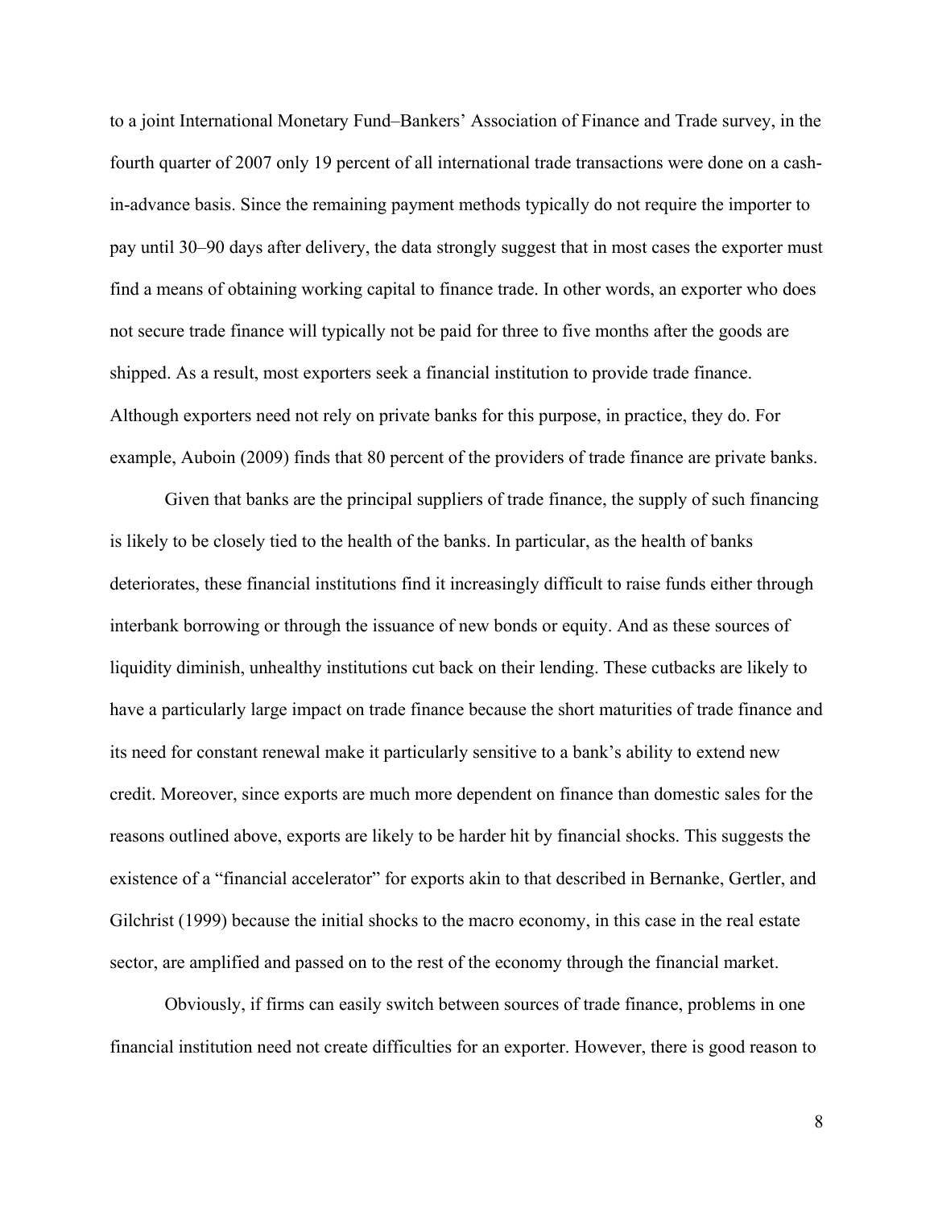to a joint International Monetary Fund–Bankers' Association of Finance and Trade survey, in the fourth quarter of 2007 only 19 percent of all international trade transactions were done on a cash-in-advance basis. Since the remaining payment methods typically do not require the importer to pay until 30–90 days after delivery, the data strongly suggest that in most cases the exporter must find a means of obtaining working capital to finance trade. In other words, an exporter who does not secure trade finance will typically not be paid for three to five months after the goods are shipped. As a result, most exporters seek a financial institution to provide trade finance. Although exporters need not rely on private banks for this purpose, in practice, they do. For example, Auboin (2009) finds that 80 percent of the providers of trade finance are private banks.

Given that banks are the principal suppliers of trade finance, the supply of such financing is likely to be closely tied to the health of the banks. In particular, as the health of banks deteriorates, these financial institutions find it increasingly difficult to raise funds either through interbank borrowing or through the issuance of new bonds or equity. And as these sources of liquidity diminish, unhealthy institutions cut back on their lending. These cutbacks are likely to have a particularly large impact on trade finance because the short maturities of trade finance and its need for constant renewal make it particularly sensitive to a bank's ability to extend new credit. Moreover, since exports are much more dependent on finance than domestic sales for the reasons outlined above, exports are likely to be harder hit by financial shocks. This suggests the existence of a "financial accelerator" for exports akin to that described in Bernanke, Gertler, and Gilchrist (1999) because the initial shocks to the macro economy, in this case in the real estate sector, are amplified and passed on to the rest of the economy through the financial market.

Obviously, if firms can easily switch between sources of trade finance, problems in one financial institution need not create difficulties for an exporter. However, there is good reason to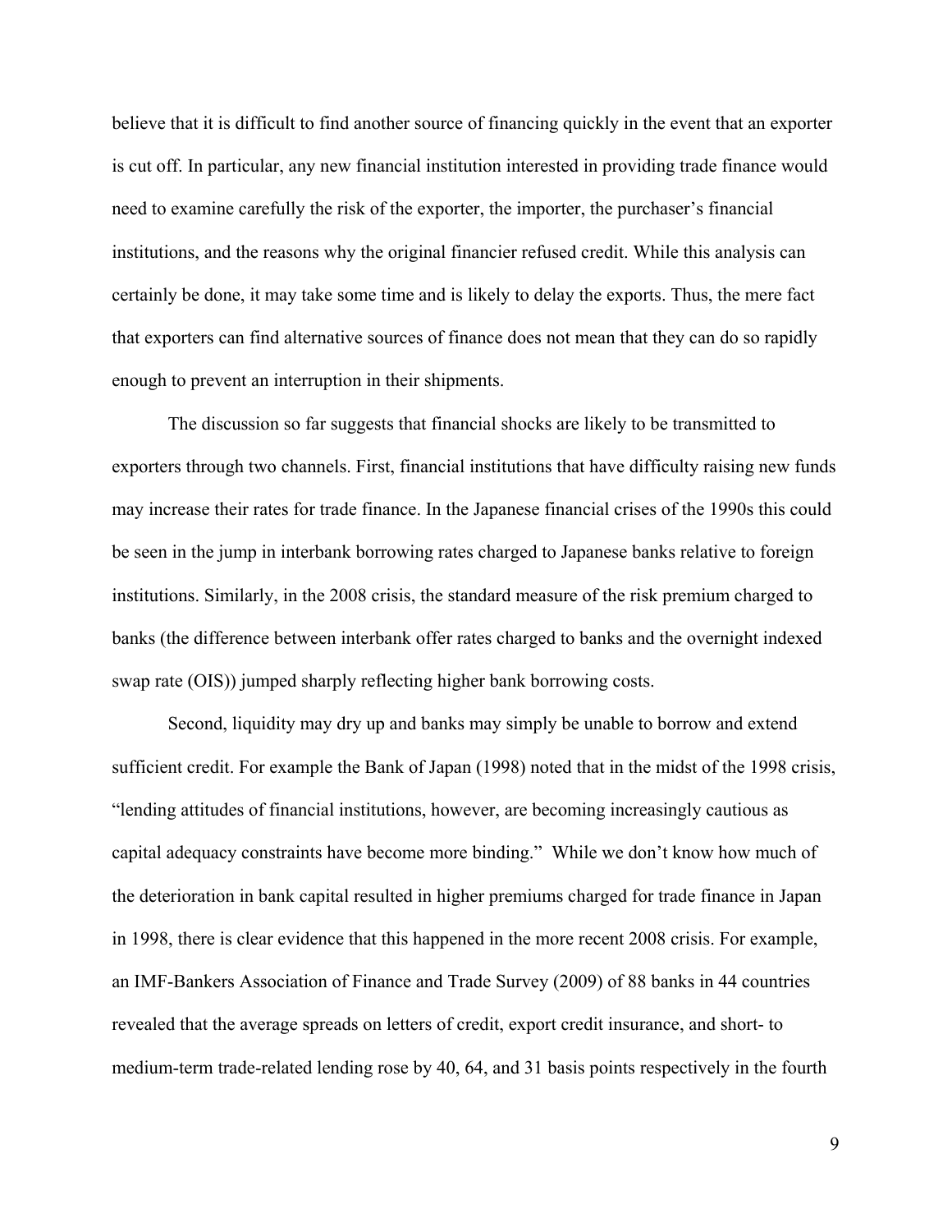believe that it is difficult to find another source of financing quickly in the event that an exporter is cut off. In particular, any new financial institution interested in providing trade finance would need to examine carefully the risk of the exporter, the importer, the purchaser's financial institutions, and the reasons why the original financier refused credit. While this analysis can certainly be done, it may take some time and is likely to delay the exports. Thus, the mere fact that exporters can find alternative sources of finance does not mean that they can do so rapidly enough to prevent an interruption in their shipments.

The discussion so far suggests that financial shocks are likely to be transmitted to exporters through two channels. First, financial institutions that have difficulty raising new funds may increase their rates for trade finance. In the Japanese financial crises of the 1990s this could be seen in the jump in interbank borrowing rates charged to Japanese banks relative to foreign institutions. Similarly, in the 2008 crisis, the standard measure of the risk premium charged to banks (the difference between interbank offer rates charged to banks and the overnight indexed swap rate (OIS)) jumped sharply reflecting higher bank borrowing costs.

Second, liquidity may dry up and banks may simply be unable to borrow and extend sufficient credit. For example the Bank of Japan (1998) noted that in the midst of the 1998 crisis, "lending attitudes of financial institutions, however, are becoming increasingly cautious as capital adequacy constraints have become more binding." While we don't know how much of the deterioration in bank capital resulted in higher premiums charged for trade finance in Japan in 1998, there is clear evidence that this happened in the more recent 2008 crisis. For example, an IMF-Bankers Association of Finance and Trade Survey (2009) of 88 banks in 44 countries revealed that the average spreads on letters of credit, export credit insurance, and short- to medium-term trade-related lending rose by 40, 64, and 31 basis points respectively in the fourth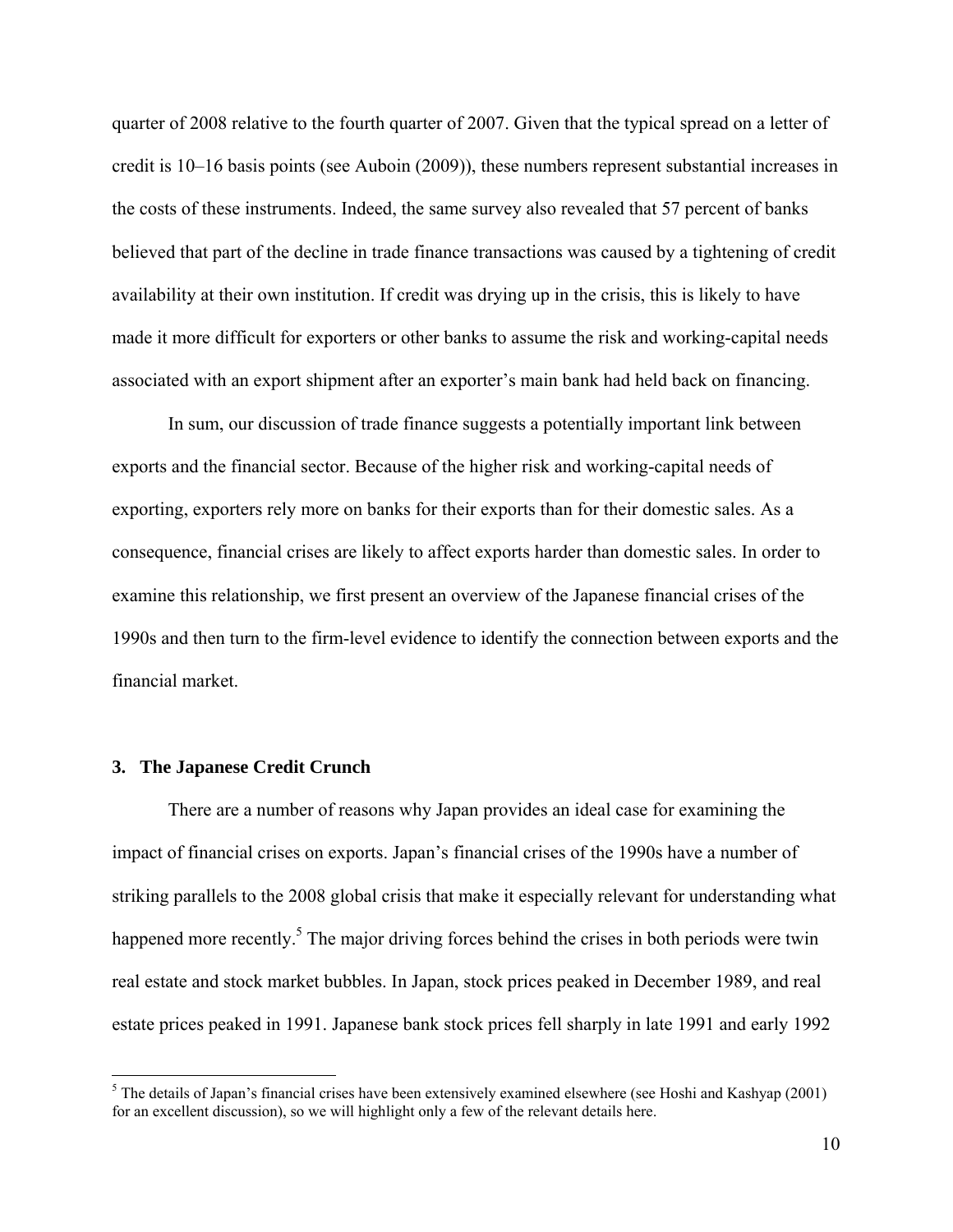quarter of 2008 relative to the fourth quarter of 2007. Given that the typical spread on a letter of credit is 10–16 basis points (see Auboin (2009)), these numbers represent substantial increases in the costs of these instruments. Indeed, the same survey also revealed that 57 percent of banks believed that part of the decline in trade finance transactions was caused by a tightening of credit availability at their own institution. If credit was drying up in the crisis, this is likely to have made it more difficult for exporters or other banks to assume the risk and working-capital needs associated with an export shipment after an exporter's main bank had held back on financing.

In sum, our discussion of trade finance suggests a potentially important link between exports and the financial sector. Because of the higher risk and working-capital needs of exporting, exporters rely more on banks for their exports than for their domestic sales. As a consequence, financial crises are likely to affect exports harder than domestic sales. In order to examine this relationship, we first present an overview of the Japanese financial crises of the 1990s and then turn to the firm-level evidence to identify the connection between exports and the financial market.

## 3. The Japanese Credit Crunch

There are a number of reasons why Japan provides an ideal case for examining the impact of financial crises on exports. Japan's financial crises of the 1990s have a number of striking parallels to the 2008 global crisis that make it especially relevant for understanding what happened more recently.[5] The major driving forces behind the crises in both periods were twin real estate and stock market bubbles. In Japan, stock prices peaked in December 1989, and real estate prices peaked in 1991. Japanese bank stock prices fell sharply in late 1991 and early 1992

[5] The details of Japan's financial crises have been extensively examined elsewhere (see Hoshi and Kashyap (2001) for an excellent discussion), so we will highlight only a few of the relevant details here.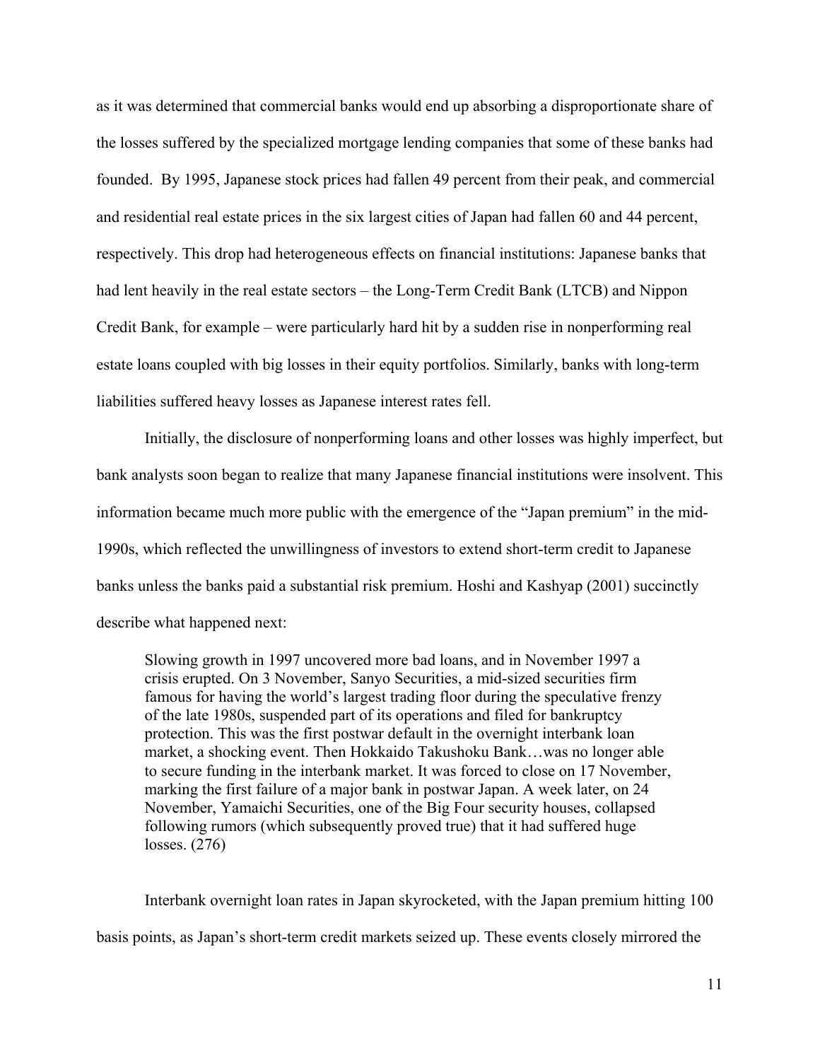as it was determined that commercial banks would end up absorbing a disproportionate share of the losses suffered by the specialized mortgage lending companies that some of these banks had founded. By 1995, Japanese stock prices had fallen 49 percent from their peak, and commercial and residential real estate prices in the six largest cities of Japan had fallen 60 and 44 percent, respectively. This drop had heterogeneous effects on financial institutions: Japanese banks that had lent heavily in the real estate sectors – the Long-Term Credit Bank (LTCB) and Nippon Credit Bank, for example – were particularly hard hit by a sudden rise in nonperforming real estate loans coupled with big losses in their equity portfolios. Similarly, banks with long-term liabilities suffered heavy losses as Japanese interest rates fell.

Initially, the disclosure of nonperforming loans and other losses was highly imperfect, but bank analysts soon began to realize that many Japanese financial institutions were insolvent. This information became much more public with the emergence of the "Japan premium" in the mid-1990s, which reflected the unwillingness of investors to extend short-term credit to Japanese banks unless the banks paid a substantial risk premium. Hoshi and Kashyap (2001) succinctly describe what happened next:

> Slowing growth in 1997 uncovered more bad loans, and in November 1997 a crisis erupted. On 3 November, Sanyo Securities, a mid-sized securities firm famous for having the world's largest trading floor during the speculative frenzy of the late 1980s, suspended part of its operations and filed for bankruptcy protection. This was the first postwar default in the overnight interbank loan market, a shocking event. Then Hokkaido Takushoku Bank…was no longer able to secure funding in the interbank market. It was forced to close on 17 November, marking the first failure of a major bank in postwar Japan. A week later, on 24 November, Yamaichi Securities, one of the Big Four security houses, collapsed following rumors (which subsequently proved true) that it had suffered huge losses. (276)

Interbank overnight loan rates in Japan skyrocketed, with the Japan premium hitting 100 basis points, as Japan's short-term credit markets seized up. These events closely mirrored the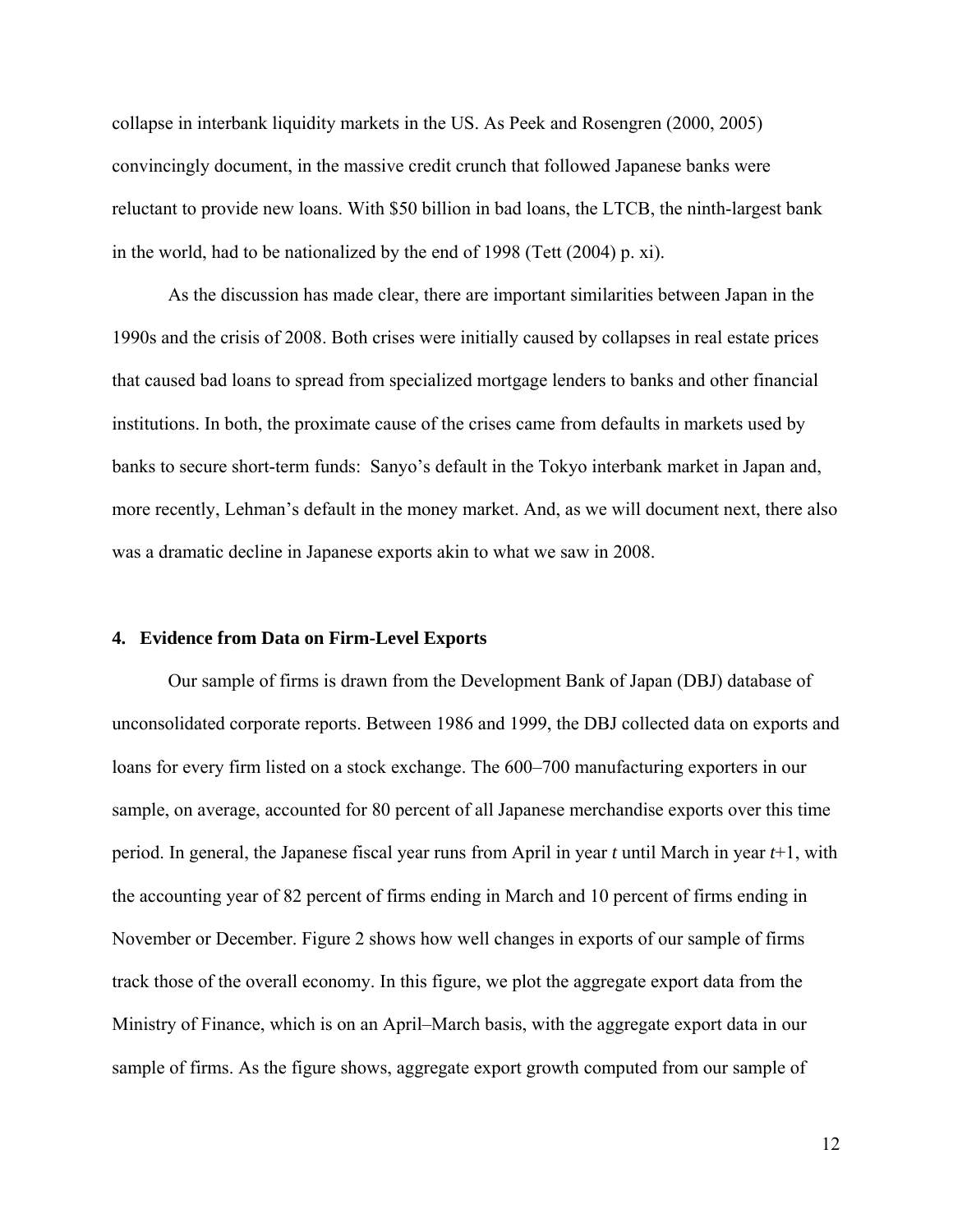collapse in interbank liquidity markets in the US. As Peek and Rosengren (2000, 2005) convincingly document, in the massive credit crunch that followed Japanese banks were reluctant to provide new loans. With $50 billion in bad loans, the LTCB, the ninth-largest bank in the world, had to be nationalized by the end of 1998 (Tett (2004) p. xi).

As the discussion has made clear, there are important similarities between Japan in the 1990s and the crisis of 2008. Both crises were initially caused by collapses in real estate prices that caused bad loans to spread from specialized mortgage lenders to banks and other financial institutions. In both, the proximate cause of the crises came from defaults in markets used by banks to secure short-term funds: Sanyo's default in the Tokyo interbank market in Japan and, more recently, Lehman's default in the money market. And, as we will document next, there also was a dramatic decline in Japanese exports akin to what we saw in 2008.

## 4. Evidence from Data on Firm-Level Exports

Our sample of firms is drawn from the Development Bank of Japan (DBJ) database of unconsolidated corporate reports. Between 1986 and 1999, the DBJ collected data on exports and loans for every firm listed on a stock exchange. The 600–700 manufacturing exporters in our sample, on average, accounted for 80 percent of all Japanese merchandise exports over this time period. In general, the Japanese fiscal year runs from April in year *t* until March in year *t*+1, with the accounting year of 82 percent of firms ending in March and 10 percent of firms ending in November or December. Figure 2 shows how well changes in exports of our sample of firms track those of the overall economy. In this figure, we plot the aggregate export data from the Ministry of Finance, which is on an April–March basis, with the aggregate export data in our sample of firms. As the figure shows, aggregate export growth computed from our sample of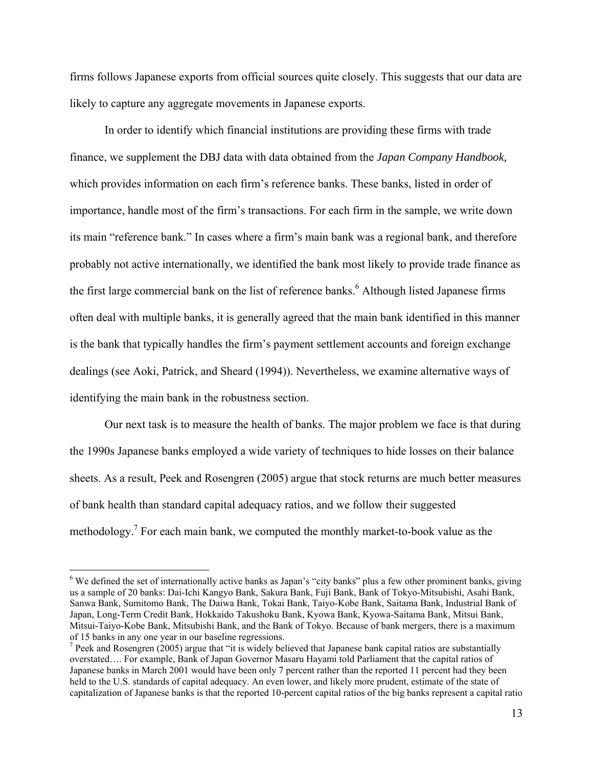firms follows Japanese exports from official sources quite closely. This suggests that our data are likely to capture any aggregate movements in Japanese exports.

In order to identify which financial institutions are providing these firms with trade finance, we supplement the DBJ data with data obtained from the *Japan Company Handbook,* which provides information on each firm's reference banks. These banks, listed in order of importance, handle most of the firm's transactions. For each firm in the sample, we write down its main "reference bank." In cases where a firm's main bank was a regional bank, and therefore probably not active internationally, we identified the bank most likely to provide trade finance as the first large commercial bank on the list of reference banks.[6] Although listed Japanese firms often deal with multiple banks, it is generally agreed that the main bank identified in this manner is the bank that typically handles the firm's payment settlement accounts and foreign exchange dealings (see Aoki, Patrick, and Sheard (1994)). Nevertheless, we examine alternative ways of identifying the main bank in the robustness section.

Our next task is to measure the health of banks. The major problem we face is that during the 1990s Japanese banks employed a wide variety of techniques to hide losses on their balance sheets. As a result, Peek and Rosengren (2005) argue that stock returns are much better measures of bank health than standard capital adequacy ratios, and we follow their suggested methodology.[7] For each main bank, we computed the monthly market-to-book value as the

---

[6] We defined the set of internationally active banks as Japan's "city banks" plus a few other prominent banks, giving us a sample of 20 banks: Dai-Ichi Kangyo Bank, Sakura Bank, Fuji Bank, Bank of Tokyo-Mitsubishi, Asahi Bank, Sanwa Bank, Sumitomo Bank, The Daiwa Bank, Tokai Bank, Taiyo-Kobe Bank, Saitama Bank, Industrial Bank of Japan, Long-Term Credit Bank, Hokkaido Takushoku Bank, Kyowa Bank, Kyowa-Saitama Bank, Mitsui Bank, Mitsui-Taiyo-Kobe Bank, Mitsubishi Bank, and the Bank of Tokyo. Because of bank mergers, there is a maximum of 15 banks in any one year in our baseline regressions.

[7] Peek and Rosengren (2005) argue that "it is widely believed that Japanese bank capital ratios are substantially overstated…. For example, Bank of Japan Governor Masaru Hayami told Parliament that the capital ratios of Japanese banks in March 2001 would have been only 7 percent rather than the reported 11 percent had they been held to the U.S. standards of capital adequacy. An even lower, and likely more prudent, estimate of the state of capitalization of Japanese banks is that the reported 10-percent capital ratios of the big banks represent a capital ratio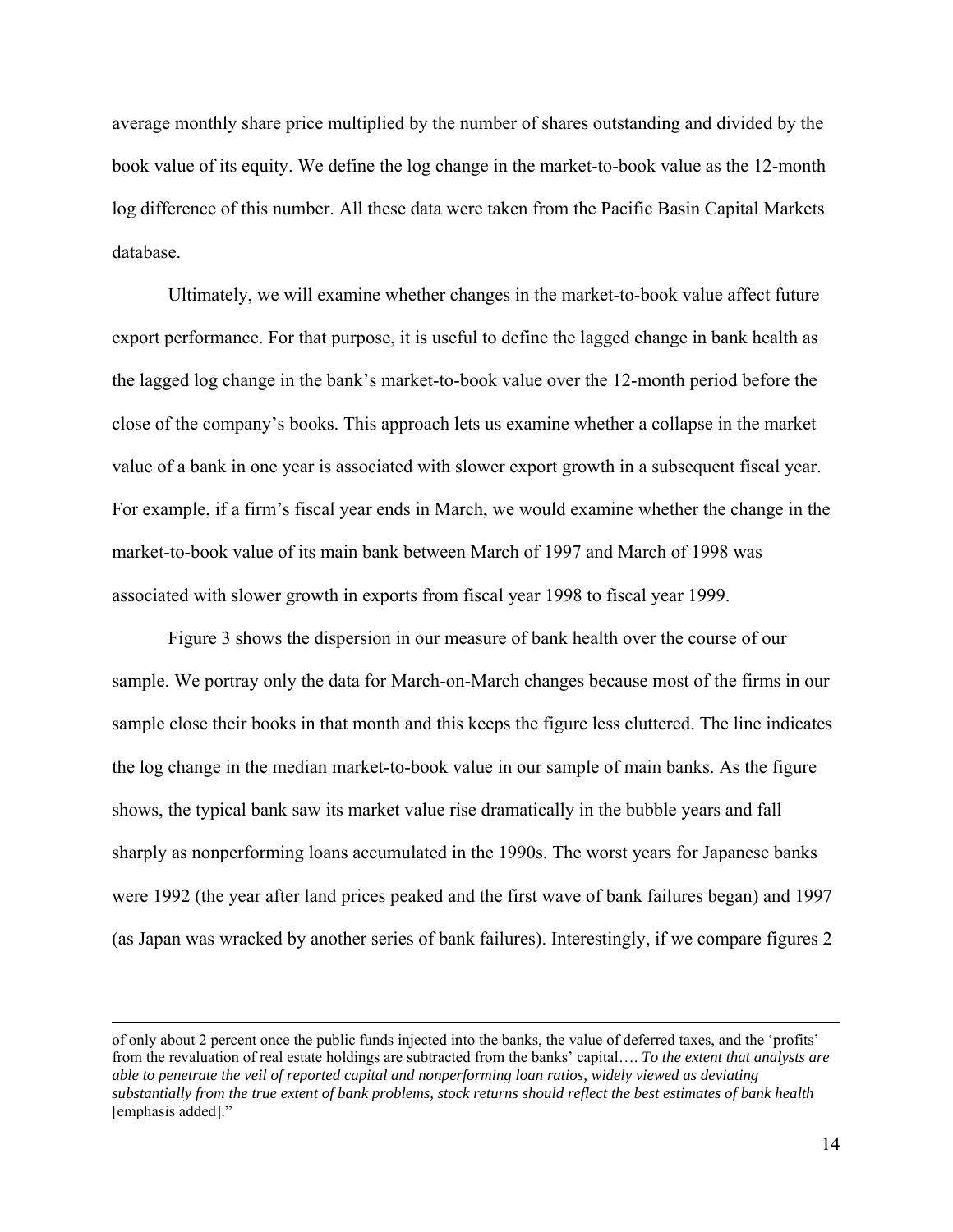average monthly share price multiplied by the number of shares outstanding and divided by the book value of its equity. We define the log change in the market-to-book value as the 12-month log difference of this number. All these data were taken from the Pacific Basin Capital Markets database.

Ultimately, we will examine whether changes in the market-to-book value affect future export performance. For that purpose, it is useful to define the lagged change in bank health as the lagged log change in the bank's market-to-book value over the 12-month period before the close of the company's books. This approach lets us examine whether a collapse in the market value of a bank in one year is associated with slower export growth in a subsequent fiscal year. For example, if a firm's fiscal year ends in March, we would examine whether the change in the market-to-book value of its main bank between March of 1997 and March of 1998 was associated with slower growth in exports from fiscal year 1998 to fiscal year 1999.

Figure 3 shows the dispersion in our measure of bank health over the course of our sample. We portray only the data for March-on-March changes because most of the firms in our sample close their books in that month and this keeps the figure less cluttered. The line indicates the log change in the median market-to-book value in our sample of main banks. As the figure shows, the typical bank saw its market value rise dramatically in the bubble years and fall sharply as nonperforming loans accumulated in the 1990s. The worst years for Japanese banks were 1992 (the year after land prices peaked and the first wave of bank failures began) and 1997 (as Japan was wracked by another series of bank failures). Interestingly, if we compare figures 2

---

of only about 2 percent once the public funds injected into the banks, the value of deferred taxes, and the 'profits' from the revaluation of real estate holdings are subtracted from the banks' capital…. *To the extent that analysts are able to penetrate the veil of reported capital and nonperforming loan ratios, widely viewed as deviating substantially from the true extent of bank problems, stock returns should reflect the best estimates of bank health* [emphasis added]."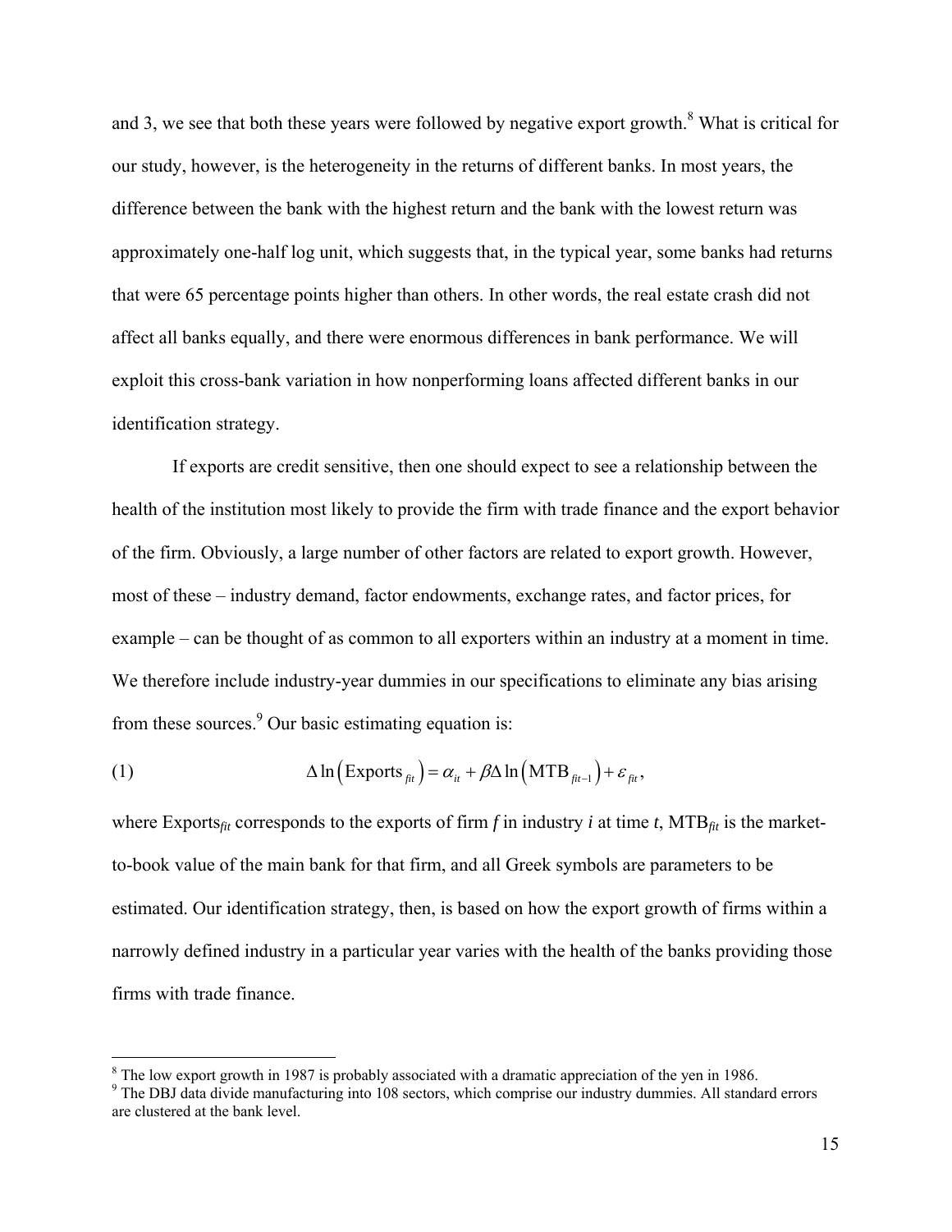and 3, we see that both these years were followed by negative export growth.[8] What is critical for our study, however, is the heterogeneity in the returns of different banks. In most years, the difference between the bank with the highest return and the bank with the lowest return was approximately one-half log unit, which suggests that, in the typical year, some banks had returns that were 65 percentage points higher than others. In other words, the real estate crash did not affect all banks equally, and there were enormous differences in bank performance. We will exploit this cross-bank variation in how nonperforming loans affected different banks in our identification strategy.

If exports are credit sensitive, then one should expect to see a relationship between the health of the institution most likely to provide the firm with trade finance and the export behavior of the firm. Obviously, a large number of other factors are related to export growth. However, most of these – industry demand, factor endowments, exchange rates, and factor prices, for example – can be thought of as common to all exporters within an industry at a moment in time. We therefore include industry-year dummies in our specifications to eliminate any bias arising from these sources.[9] Our basic estimating equation is:

$$\Delta \ln\left(\text{Exports}_{fit}\right) = \alpha_{it} + \beta \Delta \ln\left(\text{MTB}_{fit-1}\right) + \varepsilon_{fit}, \tag{1}$$

where $\text{Exports}_{fit}$ corresponds to the exports of firm *f* in industry *i* at time *t*, $\text{MTB}_{fit}$ is the market-to-book value of the main bank for that firm, and all Greek symbols are parameters to be estimated. Our identification strategy, then, is based on how the export growth of firms within a narrowly defined industry in a particular year varies with the health of the banks providing those firms with trade finance.

[8] The low export growth in 1987 is probably associated with a dramatic appreciation of the yen in 1986.

[9] The DBJ data divide manufacturing into 108 sectors, which comprise our industry dummies. All standard errors are clustered at the bank level.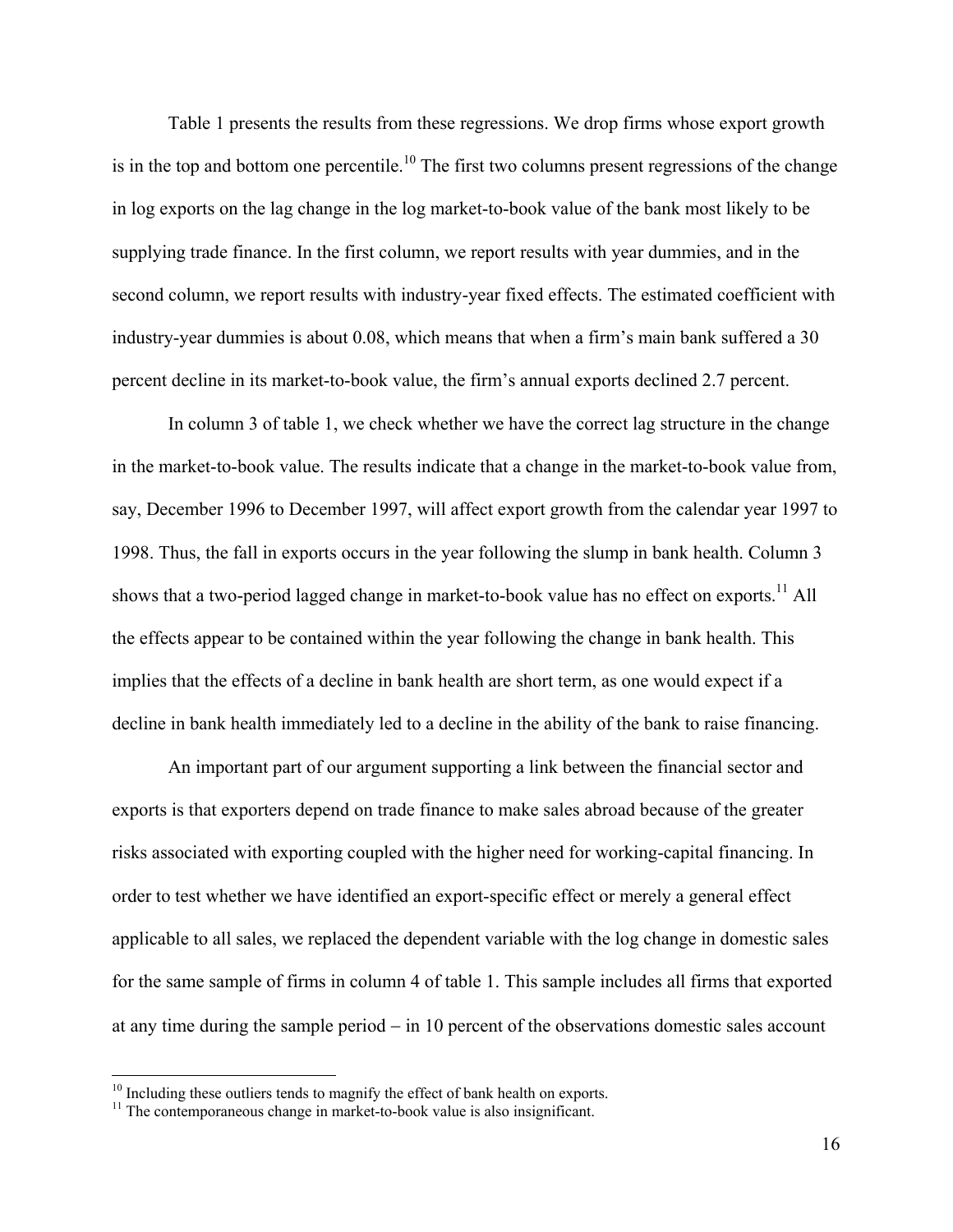Table 1 presents the results from these regressions. We drop firms whose export growth is in the top and bottom one percentile.[10] The first two columns present regressions of the change in log exports on the lag change in the log market-to-book value of the bank most likely to be supplying trade finance. In the first column, we report results with year dummies, and in the second column, we report results with industry-year fixed effects. The estimated coefficient with industry-year dummies is about 0.08, which means that when a firm's main bank suffered a 30 percent decline in its market-to-book value, the firm's annual exports declined 2.7 percent.

In column 3 of table 1, we check whether we have the correct lag structure in the change in the market-to-book value. The results indicate that a change in the market-to-book value from, say, December 1996 to December 1997, will affect export growth from the calendar year 1997 to 1998. Thus, the fall in exports occurs in the year following the slump in bank health. Column 3 shows that a two-period lagged change in market-to-book value has no effect on exports.[11] All the effects appear to be contained within the year following the change in bank health. This implies that the effects of a decline in bank health are short term, as one would expect if a decline in bank health immediately led to a decline in the ability of the bank to raise financing.

An important part of our argument supporting a link between the financial sector and exports is that exporters depend on trade finance to make sales abroad because of the greater risks associated with exporting coupled with the higher need for working-capital financing. In order to test whether we have identified an export-specific effect or merely a general effect applicable to all sales, we replaced the dependent variable with the log change in domestic sales for the same sample of firms in column 4 of table 1. This sample includes all firms that exported at any time during the sample period – in 10 percent of the observations domestic sales account

[10] Including these outliers tends to magnify the effect of bank health on exports.

[11] The contemporaneous change in market-to-book value is also insignificant.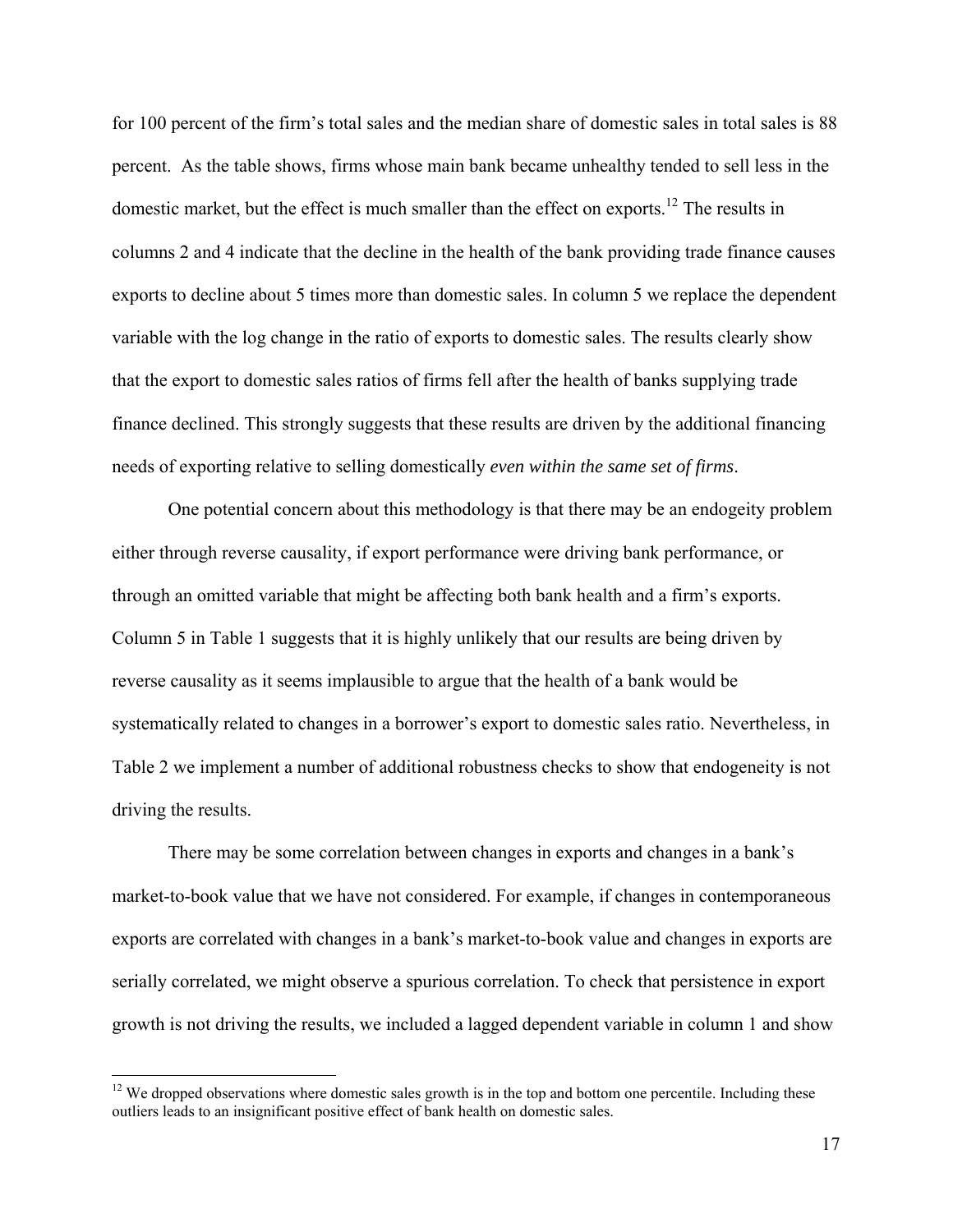for 100 percent of the firm's total sales and the median share of domestic sales in total sales is 88 percent. As the table shows, firms whose main bank became unhealthy tended to sell less in the domestic market, but the effect is much smaller than the effect on exports.[12] The results in columns 2 and 4 indicate that the decline in the health of the bank providing trade finance causes exports to decline about 5 times more than domestic sales. In column 5 we replace the dependent variable with the log change in the ratio of exports to domestic sales. The results clearly show that the export to domestic sales ratios of firms fell after the health of banks supplying trade finance declined. This strongly suggests that these results are driven by the additional financing needs of exporting relative to selling domestically *even within the same set of firms*.

One potential concern about this methodology is that there may be an endogeity problem either through reverse causality, if export performance were driving bank performance, or through an omitted variable that might be affecting both bank health and a firm's exports. Column 5 in Table 1 suggests that it is highly unlikely that our results are being driven by reverse causality as it seems implausible to argue that the health of a bank would be systematically related to changes in a borrower's export to domestic sales ratio. Nevertheless, in Table 2 we implement a number of additional robustness checks to show that endogeneity is not driving the results.

There may be some correlation between changes in exports and changes in a bank's market-to-book value that we have not considered. For example, if changes in contemporaneous exports are correlated with changes in a bank's market-to-book value and changes in exports are serially correlated, we might observe a spurious correlation. To check that persistence in export growth is not driving the results, we included a lagged dependent variable in column 1 and show

[12] We dropped observations where domestic sales growth is in the top and bottom one percentile. Including these outliers leads to an insignificant positive effect of bank health on domestic sales.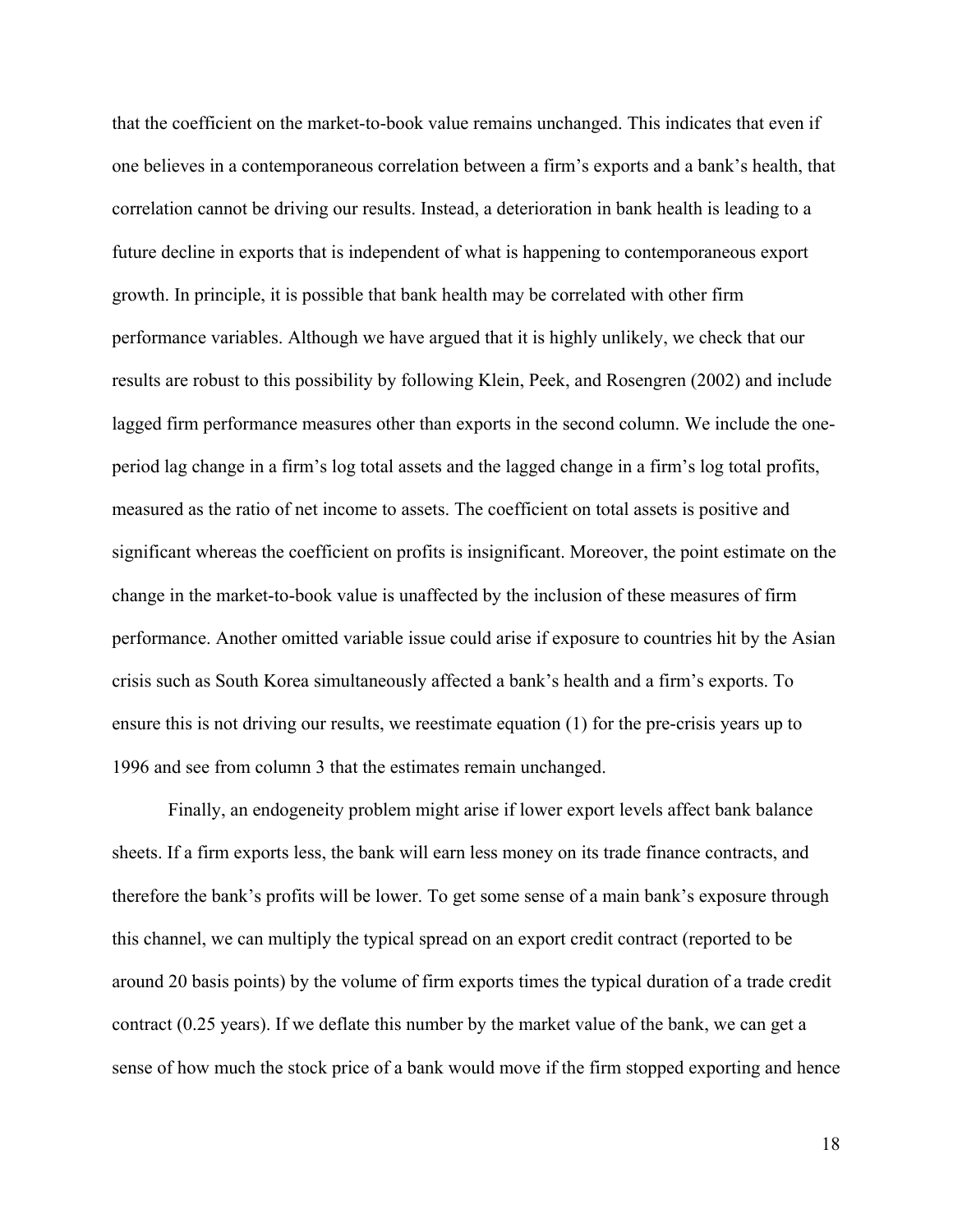that the coefficient on the market-to-book value remains unchanged. This indicates that even if one believes in a contemporaneous correlation between a firm's exports and a bank's health, that correlation cannot be driving our results. Instead, a deterioration in bank health is leading to a future decline in exports that is independent of what is happening to contemporaneous export growth. In principle, it is possible that bank health may be correlated with other firm performance variables. Although we have argued that it is highly unlikely, we check that our results are robust to this possibility by following Klein, Peek, and Rosengren (2002) and include lagged firm performance measures other than exports in the second column. We include the one-period lag change in a firm's log total assets and the lagged change in a firm's log total profits, measured as the ratio of net income to assets. The coefficient on total assets is positive and significant whereas the coefficient on profits is insignificant. Moreover, the point estimate on the change in the market-to-book value is unaffected by the inclusion of these measures of firm performance. Another omitted variable issue could arise if exposure to countries hit by the Asian crisis such as South Korea simultaneously affected a bank's health and a firm's exports. To ensure this is not driving our results, we reestimate equation (1) for the pre-crisis years up to 1996 and see from column 3 that the estimates remain unchanged.

Finally, an endogeneity problem might arise if lower export levels affect bank balance sheets. If a firm exports less, the bank will earn less money on its trade finance contracts, and therefore the bank's profits will be lower. To get some sense of a main bank's exposure through this channel, we can multiply the typical spread on an export credit contract (reported to be around 20 basis points) by the volume of firm exports times the typical duration of a trade credit contract (0.25 years). If we deflate this number by the market value of the bank, we can get a sense of how much the stock price of a bank would move if the firm stopped exporting and hence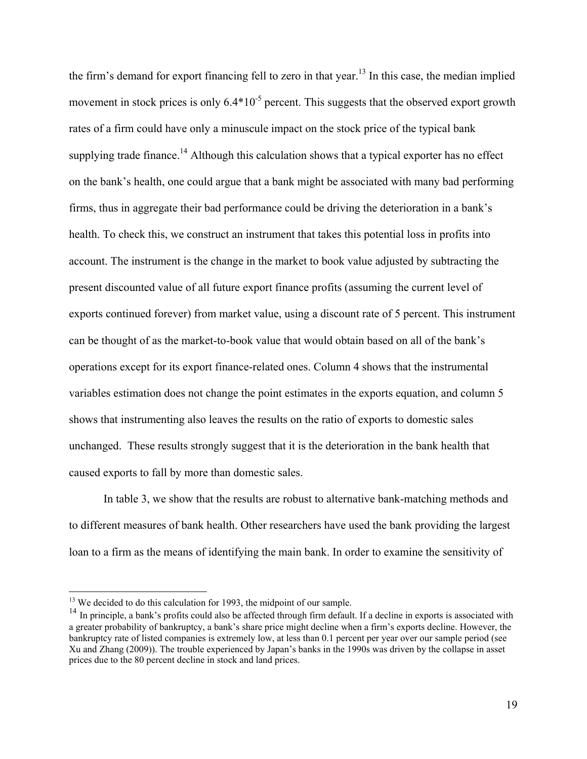the firm's demand for export financing fell to zero in that year.[13] In this case, the median implied movement in stock prices is only $6.4*10^{-5}$ percent. This suggests that the observed export growth rates of a firm could have only a minuscule impact on the stock price of the typical bank supplying trade finance.[14] Although this calculation shows that a typical exporter has no effect on the bank's health, one could argue that a bank might be associated with many bad performing firms, thus in aggregate their bad performance could be driving the deterioration in a bank's health. To check this, we construct an instrument that takes this potential loss in profits into account. The instrument is the change in the market to book value adjusted by subtracting the present discounted value of all future export finance profits (assuming the current level of exports continued forever) from market value, using a discount rate of 5 percent. This instrument can be thought of as the market-to-book value that would obtain based on all of the bank's operations except for its export finance-related ones. Column 4 shows that the instrumental variables estimation does not change the point estimates in the exports equation, and column 5 shows that instrumenting also leaves the results on the ratio of exports to domestic sales unchanged. These results strongly suggest that it is the deterioration in the bank health that caused exports to fall by more than domestic sales.

In table 3, we show that the results are robust to alternative bank-matching methods and to different measures of bank health. Other researchers have used the bank providing the largest loan to a firm as the means of identifying the main bank. In order to examine the sensitivity of

---

[13] We decided to do this calculation for 1993, the midpoint of our sample.

[14] In principle, a bank's profits could also be affected through firm default. If a decline in exports is associated with a greater probability of bankruptcy, a bank's share price might decline when a firm's exports decline. However, the bankruptcy rate of listed companies is extremely low, at less than 0.1 percent per year over our sample period (see Xu and Zhang (2009)). The trouble experienced by Japan's banks in the 1990s was driven by the collapse in asset prices due to the 80 percent decline in stock and land prices.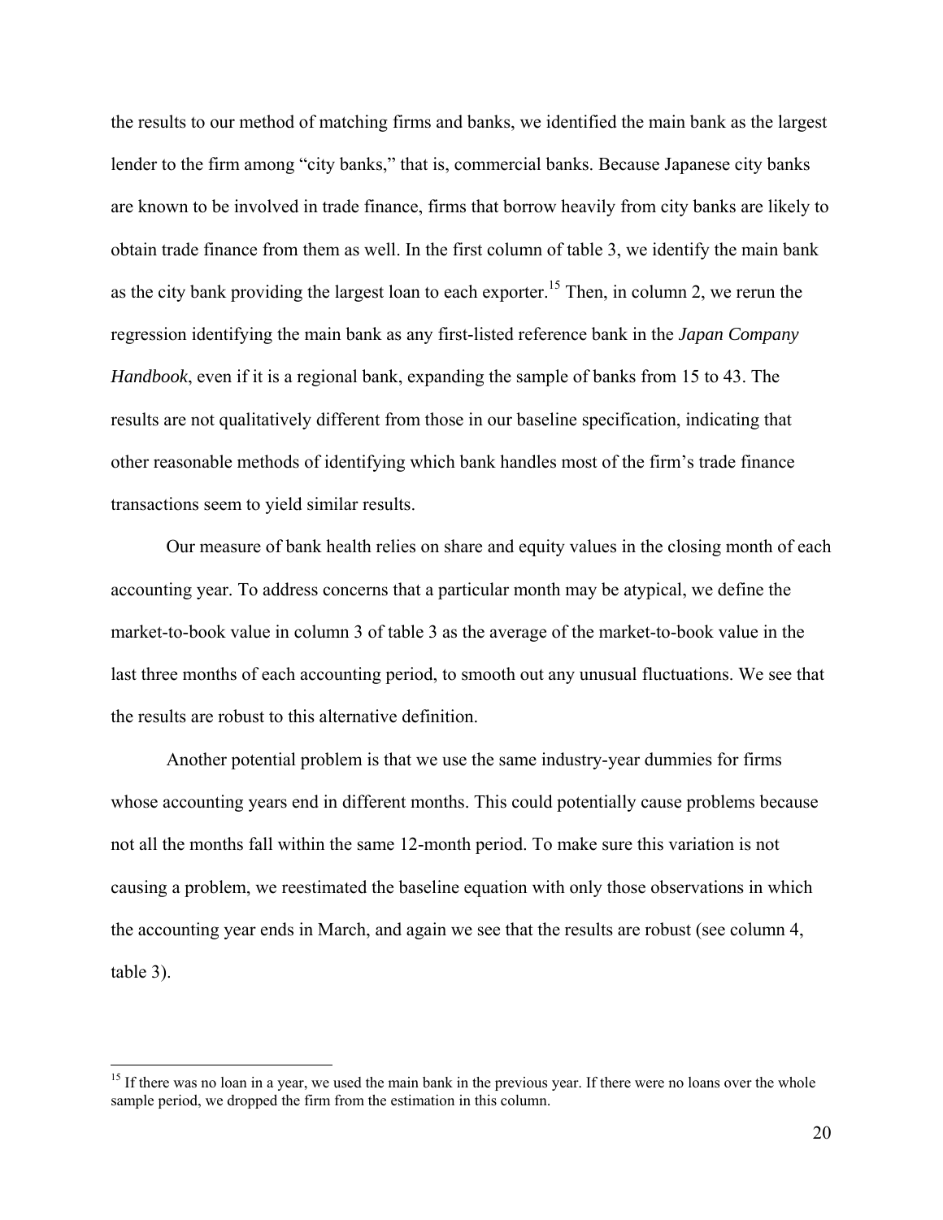the results to our method of matching firms and banks, we identified the main bank as the largest lender to the firm among "city banks," that is, commercial banks. Because Japanese city banks are known to be involved in trade finance, firms that borrow heavily from city banks are likely to obtain trade finance from them as well. In the first column of table 3, we identify the main bank as the city bank providing the largest loan to each exporter.[15] Then, in column 2, we rerun the regression identifying the main bank as any first-listed reference bank in the *Japan Company Handbook*, even if it is a regional bank, expanding the sample of banks from 15 to 43. The results are not qualitatively different from those in our baseline specification, indicating that other reasonable methods of identifying which bank handles most of the firm's trade finance transactions seem to yield similar results.

Our measure of bank health relies on share and equity values in the closing month of each accounting year. To address concerns that a particular month may be atypical, we define the market-to-book value in column 3 of table 3 as the average of the market-to-book value in the last three months of each accounting period, to smooth out any unusual fluctuations. We see that the results are robust to this alternative definition.

Another potential problem is that we use the same industry-year dummies for firms whose accounting years end in different months. This could potentially cause problems because not all the months fall within the same 12-month period. To make sure this variation is not causing a problem, we reestimated the baseline equation with only those observations in which the accounting year ends in March, and again we see that the results are robust (see column 4, table 3).

[15] If there was no loan in a year, we used the main bank in the previous year. If there were no loans over the whole sample period, we dropped the firm from the estimation in this column.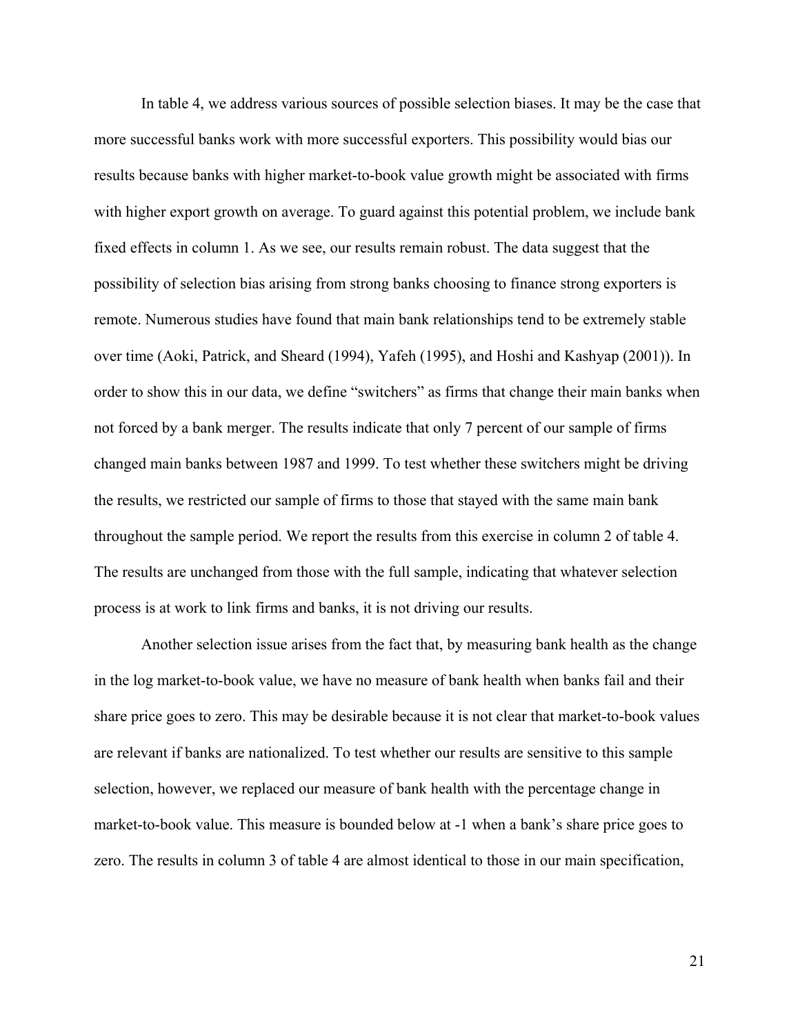In table 4, we address various sources of possible selection biases. It may be the case that more successful banks work with more successful exporters. This possibility would bias our results because banks with higher market-to-book value growth might be associated with firms with higher export growth on average. To guard against this potential problem, we include bank fixed effects in column 1. As we see, our results remain robust. The data suggest that the possibility of selection bias arising from strong banks choosing to finance strong exporters is remote. Numerous studies have found that main bank relationships tend to be extremely stable over time (Aoki, Patrick, and Sheard (1994), Yafeh (1995), and Hoshi and Kashyap (2001)). In order to show this in our data, we define "switchers" as firms that change their main banks when not forced by a bank merger. The results indicate that only 7 percent of our sample of firms changed main banks between 1987 and 1999. To test whether these switchers might be driving the results, we restricted our sample of firms to those that stayed with the same main bank throughout the sample period. We report the results from this exercise in column 2 of table 4. The results are unchanged from those with the full sample, indicating that whatever selection process is at work to link firms and banks, it is not driving our results.

Another selection issue arises from the fact that, by measuring bank health as the change in the log market-to-book value, we have no measure of bank health when banks fail and their share price goes to zero. This may be desirable because it is not clear that market-to-book values are relevant if banks are nationalized. To test whether our results are sensitive to this sample selection, however, we replaced our measure of bank health with the percentage change in market-to-book value. This measure is bounded below at -1 when a bank's share price goes to zero. The results in column 3 of table 4 are almost identical to those in our main specification,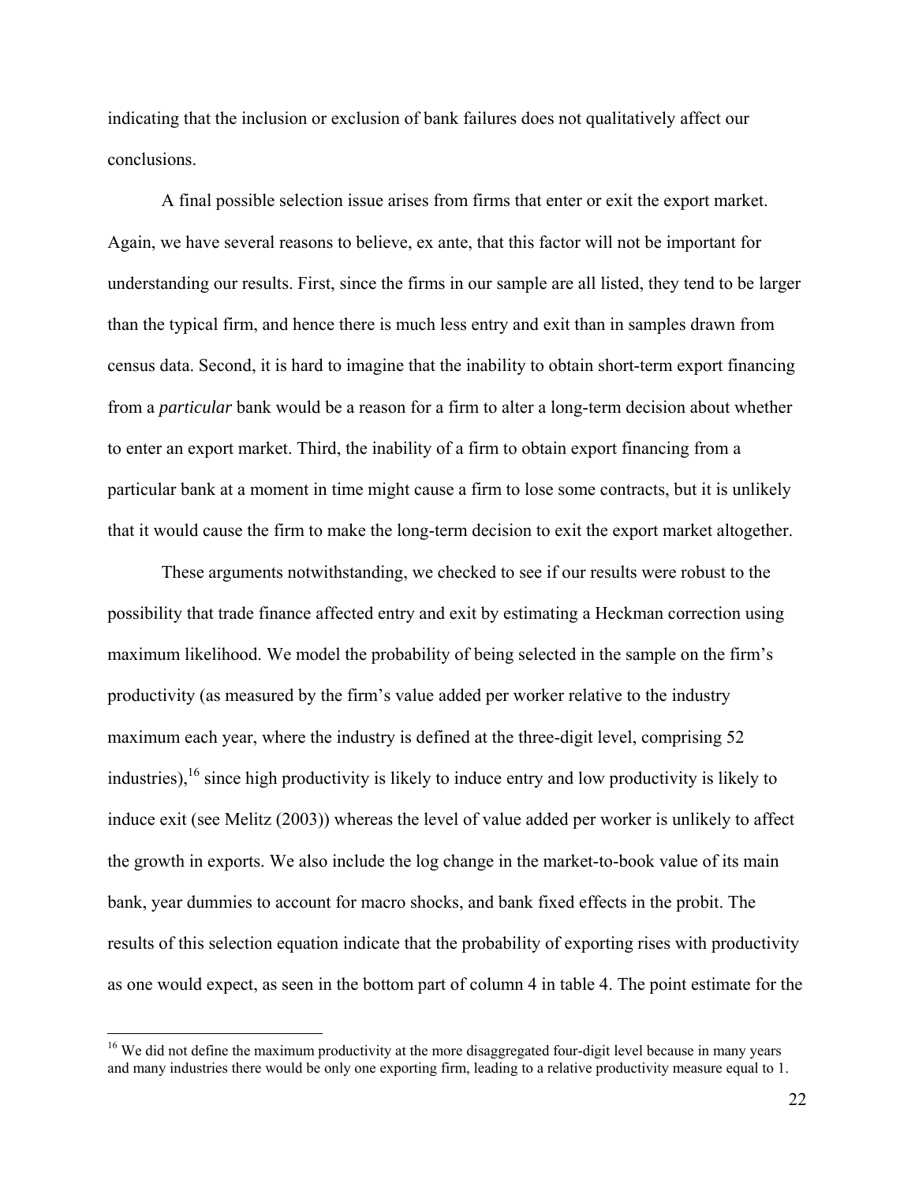indicating that the inclusion or exclusion of bank failures does not qualitatively affect our conclusions.

A final possible selection issue arises from firms that enter or exit the export market. Again, we have several reasons to believe, ex ante, that this factor will not be important for understanding our results. First, since the firms in our sample are all listed, they tend to be larger than the typical firm, and hence there is much less entry and exit than in samples drawn from census data. Second, it is hard to imagine that the inability to obtain short-term export financing from a *particular* bank would be a reason for a firm to alter a long-term decision about whether to enter an export market. Third, the inability of a firm to obtain export financing from a particular bank at a moment in time might cause a firm to lose some contracts, but it is unlikely that it would cause the firm to make the long-term decision to exit the export market altogether.

These arguments notwithstanding, we checked to see if our results were robust to the possibility that trade finance affected entry and exit by estimating a Heckman correction using maximum likelihood. We model the probability of being selected in the sample on the firm's productivity (as measured by the firm's value added per worker relative to the industry maximum each year, where the industry is defined at the three-digit level, comprising 52 industries),[16] since high productivity is likely to induce entry and low productivity is likely to induce exit (see Melitz (2003)) whereas the level of value added per worker is unlikely to affect the growth in exports. We also include the log change in the market-to-book value of its main bank, year dummies to account for macro shocks, and bank fixed effects in the probit. The results of this selection equation indicate that the probability of exporting rises with productivity as one would expect, as seen in the bottom part of column 4 in table 4. The point estimate for the

[16] We did not define the maximum productivity at the more disaggregated four-digit level because in many years and many industries there would be only one exporting firm, leading to a relative productivity measure equal to 1.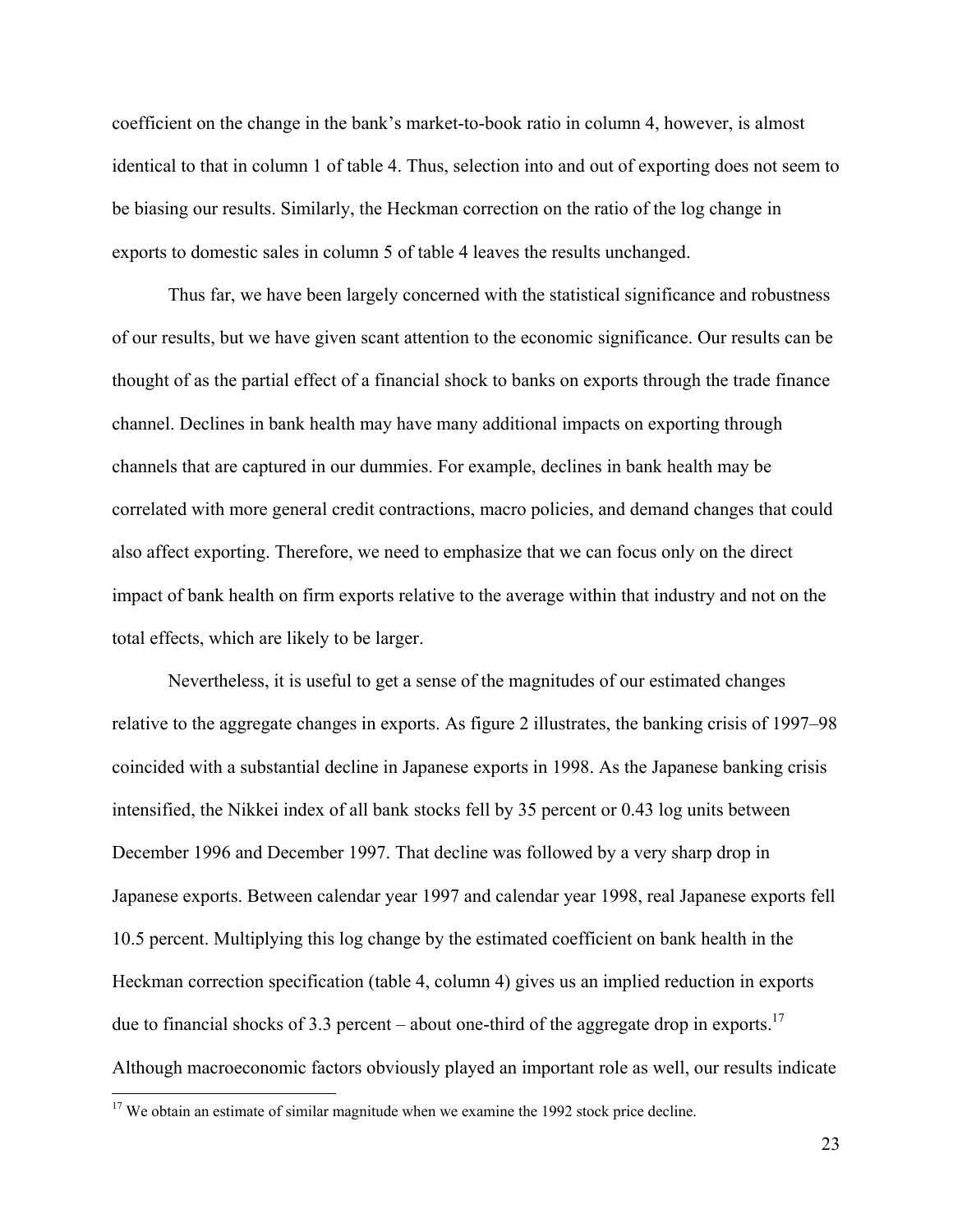coefficient on the change in the bank's market-to-book ratio in column 4, however, is almost identical to that in column 1 of table 4. Thus, selection into and out of exporting does not seem to be biasing our results. Similarly, the Heckman correction on the ratio of the log change in exports to domestic sales in column 5 of table 4 leaves the results unchanged.

Thus far, we have been largely concerned with the statistical significance and robustness of our results, but we have given scant attention to the economic significance. Our results can be thought of as the partial effect of a financial shock to banks on exports through the trade finance channel. Declines in bank health may have many additional impacts on exporting through channels that are captured in our dummies. For example, declines in bank health may be correlated with more general credit contractions, macro policies, and demand changes that could also affect exporting. Therefore, we need to emphasize that we can focus only on the direct impact of bank health on firm exports relative to the average within that industry and not on the total effects, which are likely to be larger.

Nevertheless, it is useful to get a sense of the magnitudes of our estimated changes relative to the aggregate changes in exports. As figure 2 illustrates, the banking crisis of 1997–98 coincided with a substantial decline in Japanese exports in 1998. As the Japanese banking crisis intensified, the Nikkei index of all bank stocks fell by 35 percent or 0.43 log units between December 1996 and December 1997. That decline was followed by a very sharp drop in Japanese exports. Between calendar year 1997 and calendar year 1998, real Japanese exports fell 10.5 percent. Multiplying this log change by the estimated coefficient on bank health in the Heckman correction specification (table 4, column 4) gives us an implied reduction in exports due to financial shocks of 3.3 percent – about one-third of the aggregate drop in exports.[17] Although macroeconomic factors obviously played an important role as well, our results indicate

[17] We obtain an estimate of similar magnitude when we examine the 1992 stock price decline.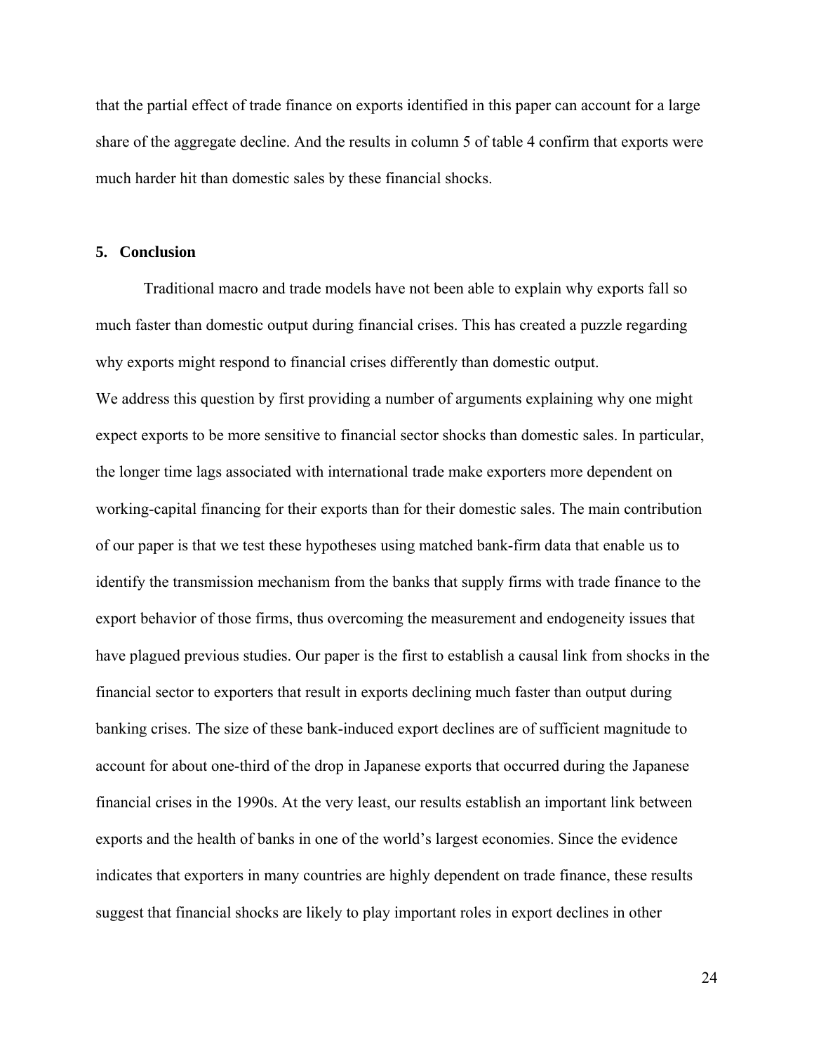that the partial effect of trade finance on exports identified in this paper can account for a large share of the aggregate decline. And the results in column 5 of table 4 confirm that exports were much harder hit than domestic sales by these financial shocks.

## 5. Conclusion

Traditional macro and trade models have not been able to explain why exports fall so much faster than domestic output during financial crises. This has created a puzzle regarding why exports might respond to financial crises differently than domestic output.

We address this question by first providing a number of arguments explaining why one might expect exports to be more sensitive to financial sector shocks than domestic sales. In particular, the longer time lags associated with international trade make exporters more dependent on working-capital financing for their exports than for their domestic sales. The main contribution of our paper is that we test these hypotheses using matched bank-firm data that enable us to identify the transmission mechanism from the banks that supply firms with trade finance to the export behavior of those firms, thus overcoming the measurement and endogeneity issues that have plagued previous studies. Our paper is the first to establish a causal link from shocks in the financial sector to exporters that result in exports declining much faster than output during banking crises. The size of these bank-induced export declines are of sufficient magnitude to account for about one-third of the drop in Japanese exports that occurred during the Japanese financial crises in the 1990s. At the very least, our results establish an important link between exports and the health of banks in one of the world's largest economies. Since the evidence indicates that exporters in many countries are highly dependent on trade finance, these results suggest that financial shocks are likely to play important roles in export declines in other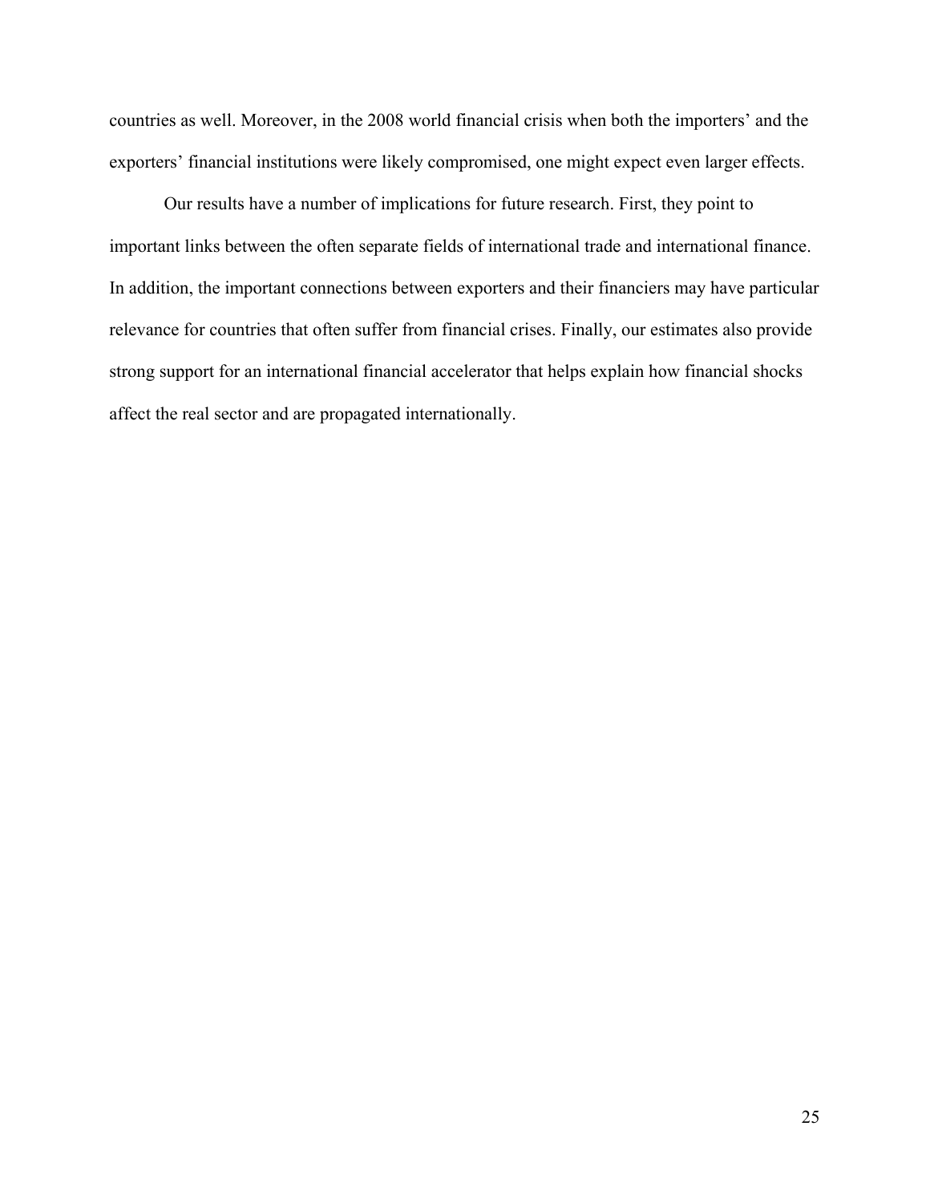countries as well. Moreover, in the 2008 world financial crisis when both the importers' and the exporters' financial institutions were likely compromised, one might expect even larger effects.

Our results have a number of implications for future research. First, they point to important links between the often separate fields of international trade and international finance. In addition, the important connections between exporters and their financiers may have particular relevance for countries that often suffer from financial crises. Finally, our estimates also provide strong support for an international financial accelerator that helps explain how financial shocks affect the real sector and are propagated internationally.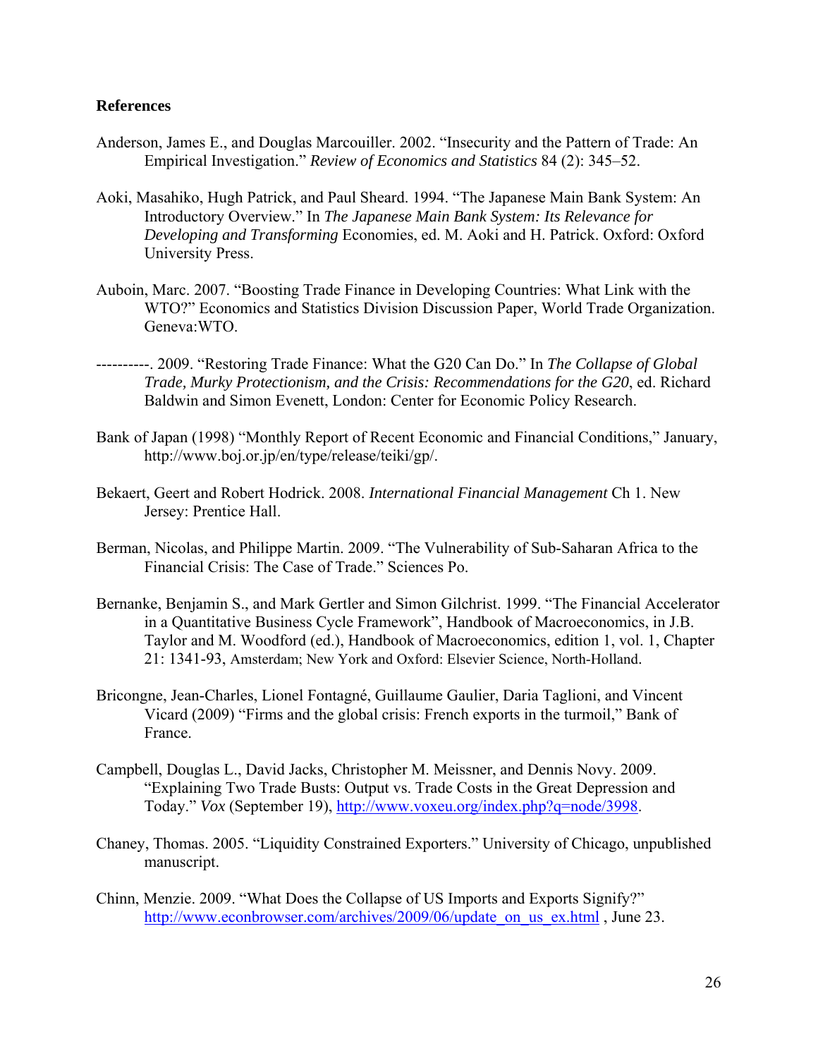**References**

Anderson, James E., and Douglas Marcouiller. 2002. "Insecurity and the Pattern of Trade: An Empirical Investigation." *Review of Economics and Statistics* 84 (2): 345–52.

Aoki, Masahiko, Hugh Patrick, and Paul Sheard. 1994. "The Japanese Main Bank System: An Introductory Overview." In *The Japanese Main Bank System: Its Relevance for Developing and Transforming* Economies, ed. M. Aoki and H. Patrick. Oxford: Oxford University Press.

Auboin, Marc. 2007. "Boosting Trade Finance in Developing Countries: What Link with the WTO?" Economics and Statistics Division Discussion Paper, World Trade Organization. Geneva:WTO.

----------. 2009. "Restoring Trade Finance: What the G20 Can Do." In *The Collapse of Global Trade, Murky Protectionism, and the Crisis: Recommendations for the G20*, ed. Richard Baldwin and Simon Evenett, London: Center for Economic Policy Research.

Bank of Japan (1998) "Monthly Report of Recent Economic and Financial Conditions," January, http://www.boj.or.jp/en/type/release/teiki/gp/.

Bekaert, Geert and Robert Hodrick. 2008. *International Financial Management* Ch 1. New Jersey: Prentice Hall.

Berman, Nicolas, and Philippe Martin. 2009. "The Vulnerability of Sub-Saharan Africa to the Financial Crisis: The Case of Trade." Sciences Po.

Bernanke, Benjamin S., and Mark Gertler and Simon Gilchrist. 1999. "The Financial Accelerator in a Quantitative Business Cycle Framework", Handbook of Macroeconomics, in J.B. Taylor and M. Woodford (ed.), Handbook of Macroeconomics, edition 1, vol. 1, Chapter 21: 1341-93, Amsterdam; New York and Oxford: Elsevier Science, North-Holland.

Bricongne, Jean-Charles, Lionel Fontagné, Guillaume Gaulier, Daria Taglioni, and Vincent Vicard (2009) "Firms and the global crisis: French exports in the turmoil," Bank of France.

Campbell, Douglas L., David Jacks, Christopher M. Meissner, and Dennis Novy. 2009. "Explaining Two Trade Busts: Output vs. Trade Costs in the Great Depression and Today." *Vox* (September 19), http://www.voxeu.org/index.php?q=node/3998.

Chaney, Thomas. 2005. "Liquidity Constrained Exporters." University of Chicago, unpublished manuscript.

Chinn, Menzie. 2009. "What Does the Collapse of US Imports and Exports Signify?" http://www.econbrowser.com/archives/2009/06/update_on_us_ex.html , June 23.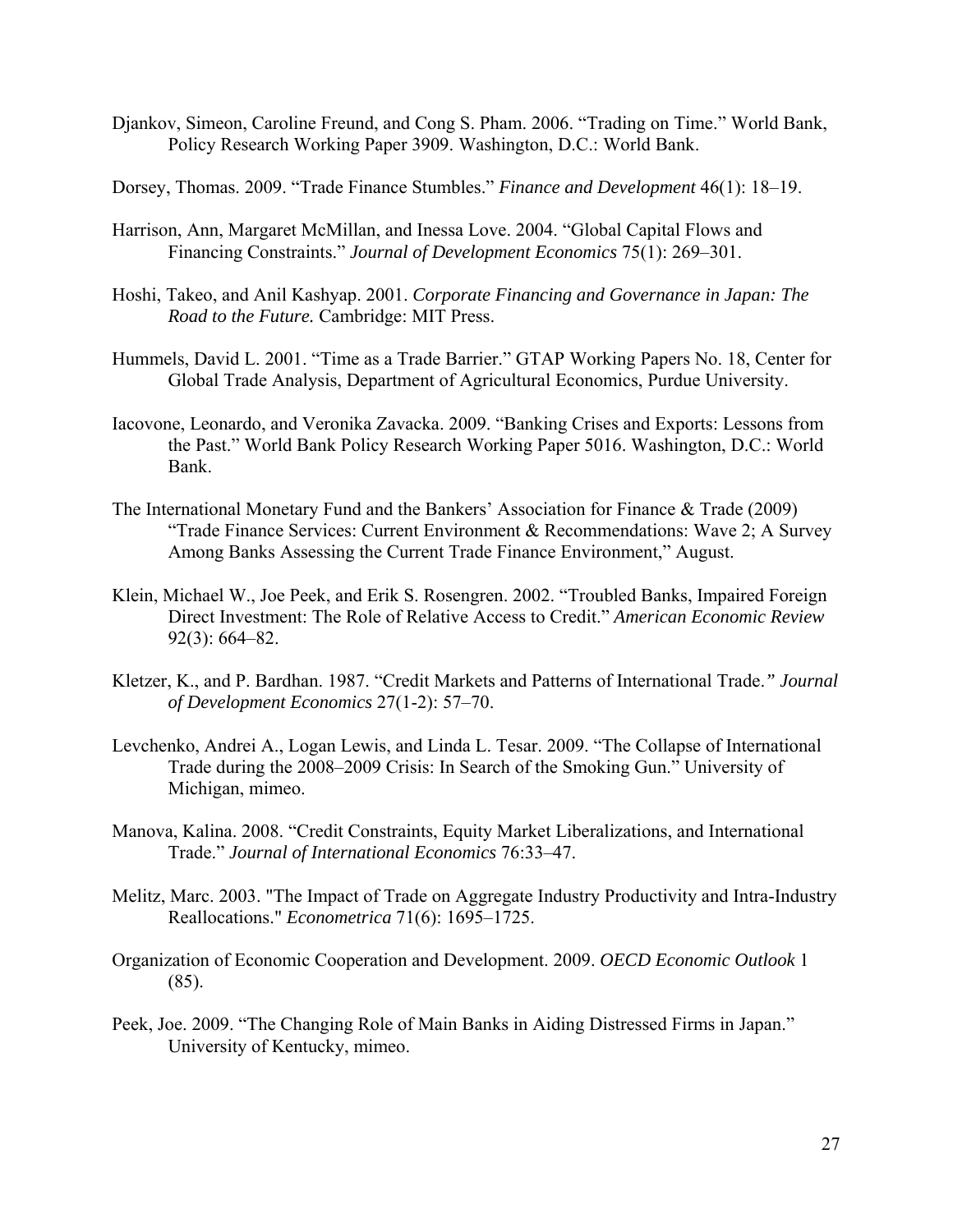Djankov, Simeon, Caroline Freund, and Cong S. Pham. 2006. "Trading on Time." World Bank, Policy Research Working Paper 3909. Washington, D.C.: World Bank.

Dorsey, Thomas. 2009. "Trade Finance Stumbles." *Finance and Development* 46(1): 18–19.

Harrison, Ann, Margaret McMillan, and Inessa Love. 2004. "Global Capital Flows and Financing Constraints." *Journal of Development Economics* 75(1): 269–301.

Hoshi, Takeo, and Anil Kashyap. 2001. *Corporate Financing and Governance in Japan: The Road to the Future.* Cambridge: MIT Press.

Hummels, David L. 2001. "Time as a Trade Barrier." GTAP Working Papers No. 18, Center for Global Trade Analysis, Department of Agricultural Economics, Purdue University.

Iacovone, Leonardo, and Veronika Zavacka. 2009. "Banking Crises and Exports: Lessons from the Past." World Bank Policy Research Working Paper 5016. Washington, D.C.: World Bank.

The International Monetary Fund and the Bankers' Association for Finance & Trade (2009) "Trade Finance Services: Current Environment & Recommendations: Wave 2; A Survey Among Banks Assessing the Current Trade Finance Environment," August.

Klein, Michael W., Joe Peek, and Erik S. Rosengren. 2002. "Troubled Banks, Impaired Foreign Direct Investment: The Role of Relative Access to Credit." *American Economic Review* 92(3): 664–82.

Kletzer, K., and P. Bardhan. 1987. "Credit Markets and Patterns of International Trade." *Journal of Development Economics* 27(1-2): 57–70.

Levchenko, Andrei A., Logan Lewis, and Linda L. Tesar. 2009. "The Collapse of International Trade during the 2008–2009 Crisis: In Search of the Smoking Gun." University of Michigan, mimeo.

Manova, Kalina. 2008. "Credit Constraints, Equity Market Liberalizations, and International Trade." *Journal of International Economics* 76:33–47.

Melitz, Marc. 2003. "The Impact of Trade on Aggregate Industry Productivity and Intra-Industry Reallocations." *Econometrica* 71(6): 1695–1725.

Organization of Economic Cooperation and Development. 2009. *OECD Economic Outlook* 1 (85).

Peek, Joe. 2009. "The Changing Role of Main Banks in Aiding Distressed Firms in Japan." University of Kentucky, mimeo.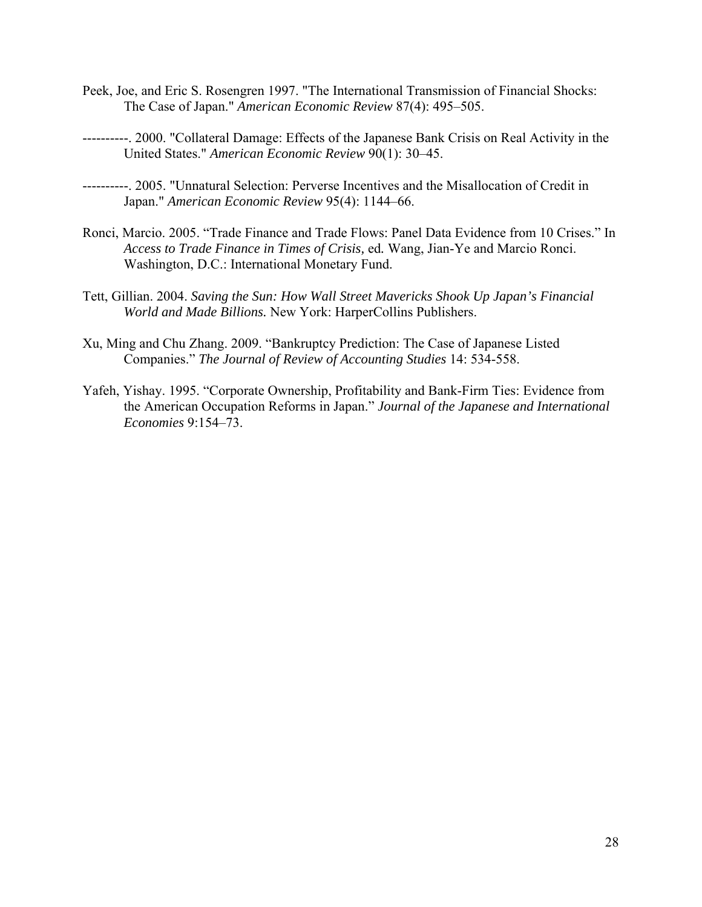Peek, Joe, and Eric S. Rosengren 1997. "The International Transmission of Financial Shocks: The Case of Japan." *American Economic Review* 87(4): 495–505.

----------. 2000. "Collateral Damage: Effects of the Japanese Bank Crisis on Real Activity in the United States." *American Economic Review* 90(1): 30–45.

----------. 2005. "Unnatural Selection: Perverse Incentives and the Misallocation of Credit in Japan." *American Economic Review* 95(4): 1144–66.

Ronci, Marcio. 2005. "Trade Finance and Trade Flows: Panel Data Evidence from 10 Crises." In *Access to Trade Finance in Times of Crisis,* ed. Wang, Jian-Ye and Marcio Ronci. Washington, D.C.: International Monetary Fund.

Tett, Gillian. 2004. *Saving the Sun: How Wall Street Mavericks Shook Up Japan's Financial World and Made Billions.* New York: HarperCollins Publishers.

Xu, Ming and Chu Zhang. 2009. "Bankruptcy Prediction: The Case of Japanese Listed Companies." *The Journal of Review of Accounting Studies* 14: 534-558.

Yafeh, Yishay. 1995. "Corporate Ownership, Profitability and Bank-Firm Ties: Evidence from the American Occupation Reforms in Japan." *Journal of the Japanese and International Economies* 9:154–73.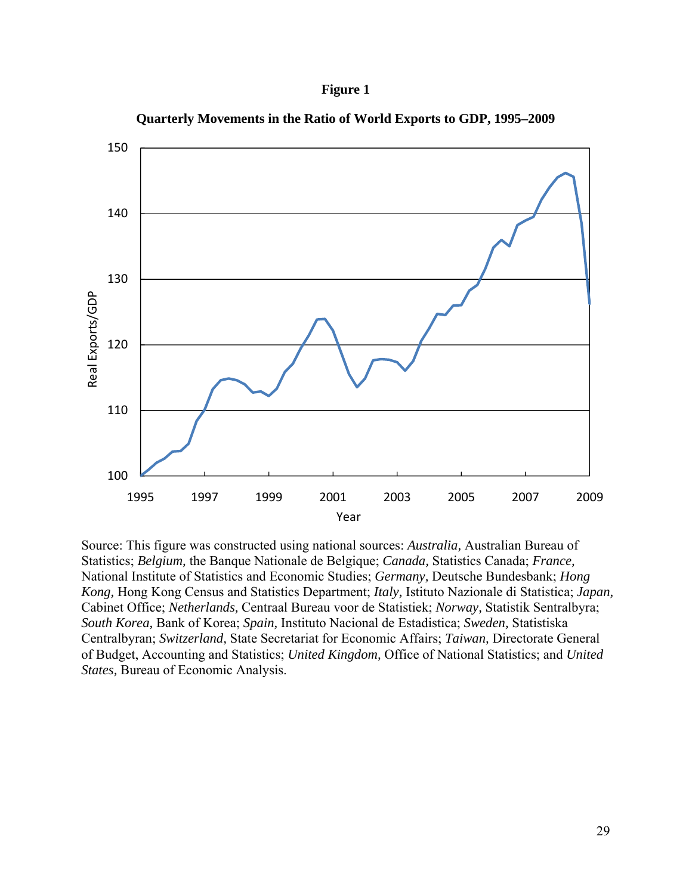**Figure 1**

**Quarterly Movements in the Ratio of World Exports to GDP, 1995–2009**

Source: This figure was constructed using national sources: *Australia,* Australian Bureau of Statistics; *Belgium,* the Banque Nationale de Belgique; *Canada,* Statistics Canada; *France,* National Institute of Statistics and Economic Studies; *Germany,* Deutsche Bundesbank; *Hong Kong,* Hong Kong Census and Statistics Department; *Italy,* Istituto Nazionale di Statistica; *Japan,* Cabinet Office; *Netherlands,* Centraal Bureau voor de Statistiek; *Norway,* Statistik Sentralbyra; *South Korea,* Bank of Korea; *Spain,* Instituto Nacional de Estadistica; *Sweden,* Statistiska Centralbyran; *Switzerland,* State Secretariat for Economic Affairs; *Taiwan,* Directorate General of Budget, Accounting and Statistics; *United Kingdom,* Office of National Statistics; and *United States,* Bureau of Economic Analysis.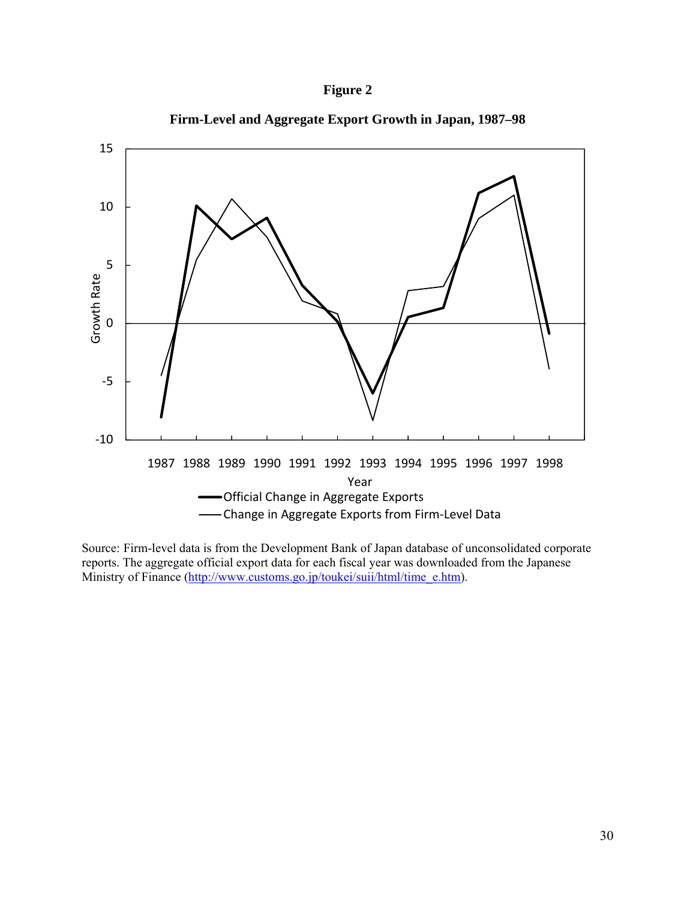**Figure 2**

**Firm-Level and Aggregate Export Growth in Japan, 1987–98**

Source: Firm-level data is from the Development Bank of Japan database of unconsolidated corporate reports. The aggregate official export data for each fiscal year was downloaded from the Japanese Ministry of Finance (http://www.customs.go.jp/toukei/suii/html/time_e.htm).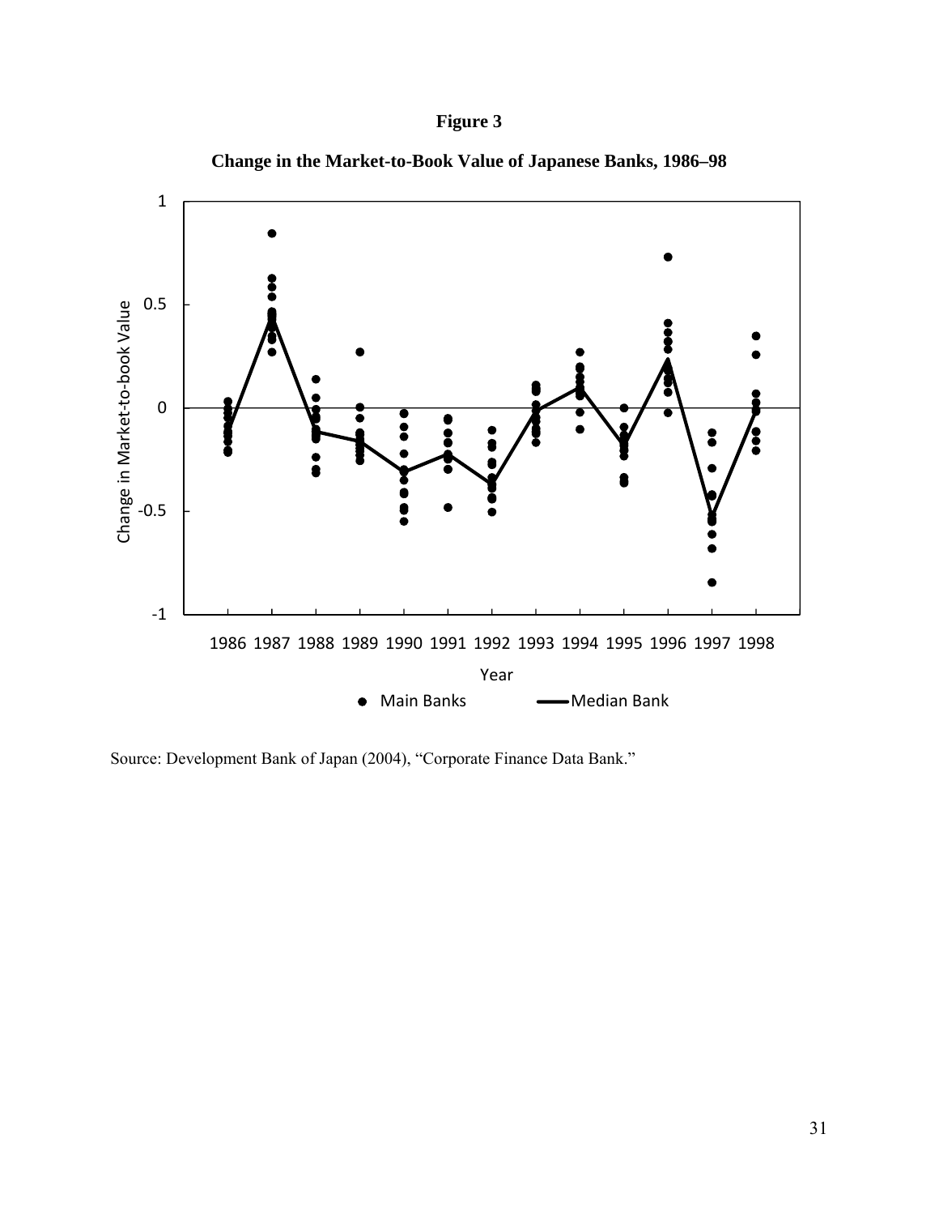**Figure 3**

**Change in the Market-to-Book Value of Japanese Banks, 1986–98**

Source: Development Bank of Japan (2004), "Corporate Finance Data Bank."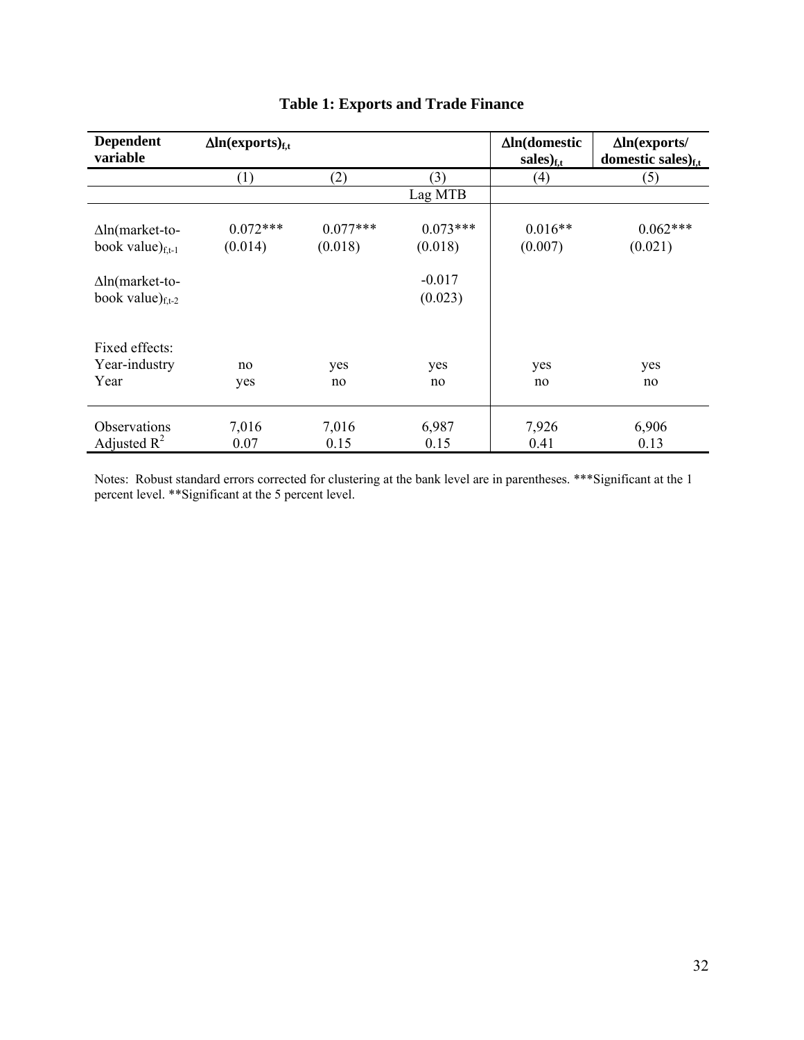## Table 1: Exports and Trade Finance

| Dependent variable | $\Delta$ln(exports)$_{f,t}$ | | | $\Delta$ln(domestic sales)$_{f,t}$ | $\Delta$ln(exports/ domestic sales)$_{f,t}$ |
|---|---|---|---|---|---|
| | (1) | (2) | (3) | (4) | (5) |
| | | | Lag MTB | | |
| $\Delta$ln(market-to-book value)$_{f,t-1}$ | 0.072*** | 0.077*** | 0.073*** | 0.016** | 0.062*** |
| | (0.014) | (0.018) | (0.018) | (0.007) | (0.021) |
| $\Delta$ln(market-to-book value)$_{f,t-2}$ | | | -0.017 | | |
| | | | (0.023) | | |
| Fixed effects: | | | | | |
| Year-industry | no | yes | yes | yes | yes |
| Year | yes | no | no | no | no |
| Observations | 7,016 | 7,016 | 6,987 | 7,926 | 6,906 |
| Adjusted $R^2$ | 0.07 | 0.15 | 0.15 | 0.41 | 0.13 |

Notes: Robust standard errors corrected for clustering at the bank level are in parentheses. ***Significant at the 1 percent level. **Significant at the 5 percent level.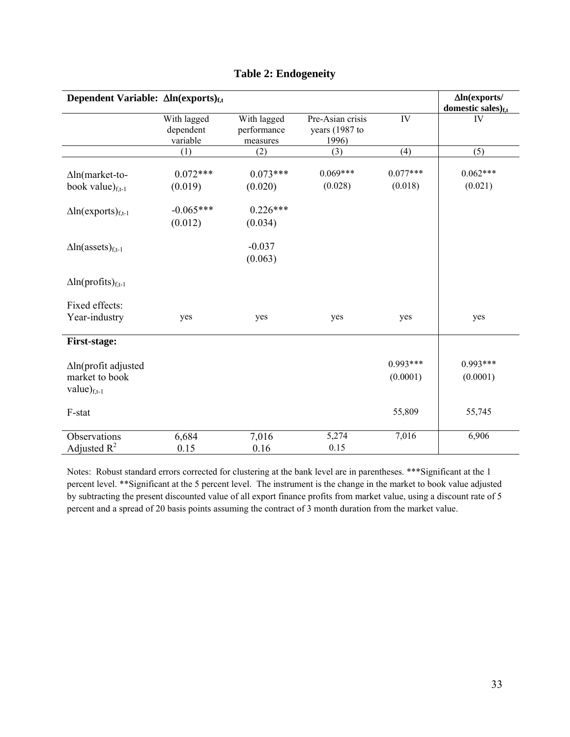# Table 2: Endogeneity

| Dependent Variable: $\Delta\ln(\text{exports})_{f,t}$ | | | | | $\Delta\ln(\text{exports/domestic sales})_{f,t}$ |
|---|---|---|---|---|---|
| | With lagged dependent variable | With lagged performance measures | Pre-Asian crisis years (1987 to 1996) | IV | IV |
| | (1) | (2) | (3) | (4) | (5) |
| $\Delta\ln(\text{market-to-book value})_{f,t-1}$ | 0.072*** | 0.073*** | 0.069*** | 0.077*** | 0.062*** |
| | (0.019) | (0.020) | (0.028) | (0.018) | (0.021) |
| $\Delta\ln(\text{exports})_{f,t-1}$ | -0.065*** | 0.226*** | | | |
| | (0.012) | (0.034) | | | |
| $\Delta\ln(\text{assets})_{f,t-1}$ | | -0.037 | | | |
| | | (0.063) | | | |
| $\Delta\ln(\text{profits})_{f,t-1}$ | | | | | |
| Fixed effects: Year-industry | yes | yes | yes | yes | yes |
| **First-stage:** | | | | | |
| $\Delta\ln(\text{profit adjusted market to book value})_{f,t-1}$ | | | | 0.993*** | 0.993*** |
| | | | | (0.0001) | (0.0001) |
| F-stat | | | | 55,809 | 55,745 |
| Observations | 6,684 | 7,016 | 5,274 | 7,016 | 6,906 |
| Adjusted $R^2$ | 0.15 | 0.16 | 0.15 | | |

Notes: Robust standard errors corrected for clustering at the bank level are in parentheses. ***Significant at the 1 percent level. **Significant at the 5 percent level. The instrument is the change in the market to book value adjusted by subtracting the present discounted value of all export finance profits from market value, using a discount rate of 5 percent and a spread of 20 basis points assuming the contract of 3 month duration from the market value.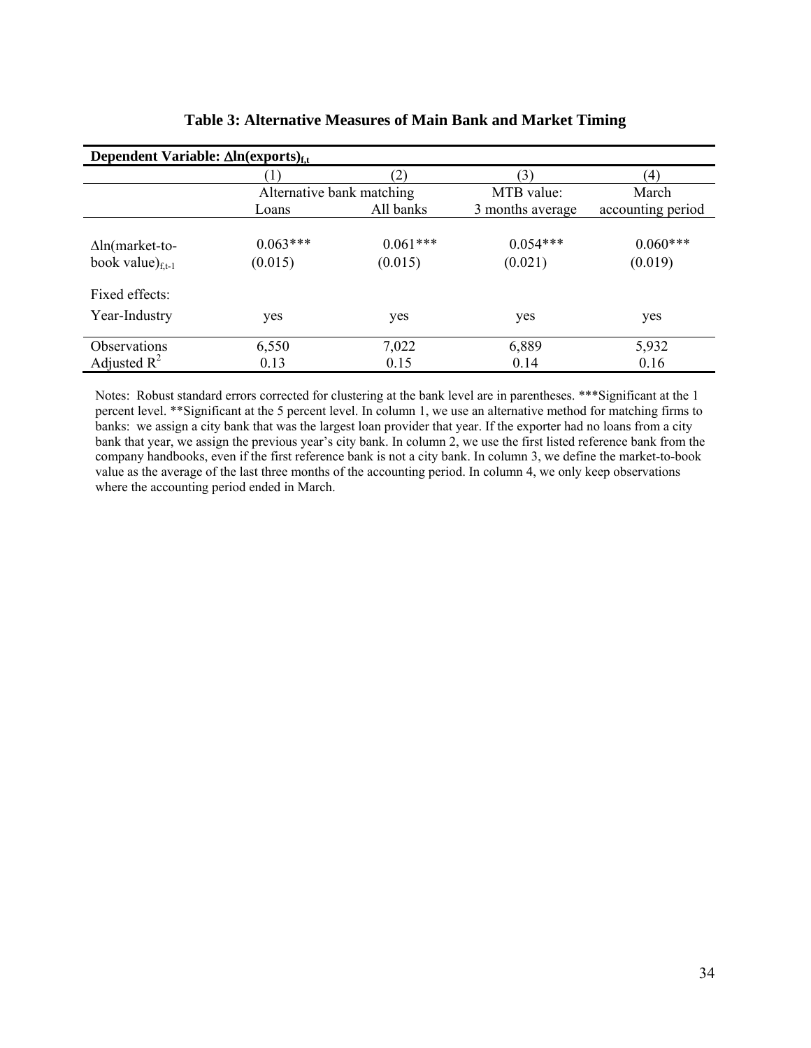**Table 3: Alternative Measures of Main Bank and Market Timing**

| **Dependent Variable: $\Delta\ln(\text{exports})_{f,t}$** | | | | |
|---|---|---|---|---|
| | (1) | (2) | (3) | (4) |
| | Alternative bank matching | | MTB value: | March |
| | Loans | All banks | 3 months average | accounting period |
| $\Delta\ln$(market-to-book value)$_{f,t-1}$ | 0.063*** | 0.061*** | 0.054*** | 0.060*** |
| | (0.015) | (0.015) | (0.021) | (0.019) |
| Fixed effects: | | | | |
| Year-Industry | yes | yes | yes | yes |
| Observations | 6,550 | 7,022 | 6,889 | 5,932 |
| Adjusted $R^2$ | 0.13 | 0.15 | 0.14 | 0.16 |

Notes: Robust standard errors corrected for clustering at the bank level are in parentheses. ***Significant at the 1 percent level. **Significant at the 5 percent level. In column 1, we use an alternative method for matching firms to banks: we assign a city bank that was the largest loan provider that year. If the exporter had no loans from a city bank that year, we assign the previous year's city bank. In column 2, we use the first listed reference bank from the company handbooks, even if the first reference bank is not a city bank. In column 3, we define the market-to-book value as the average of the last three months of the accounting period. In column 4, we only keep observations where the accounting period ended in March.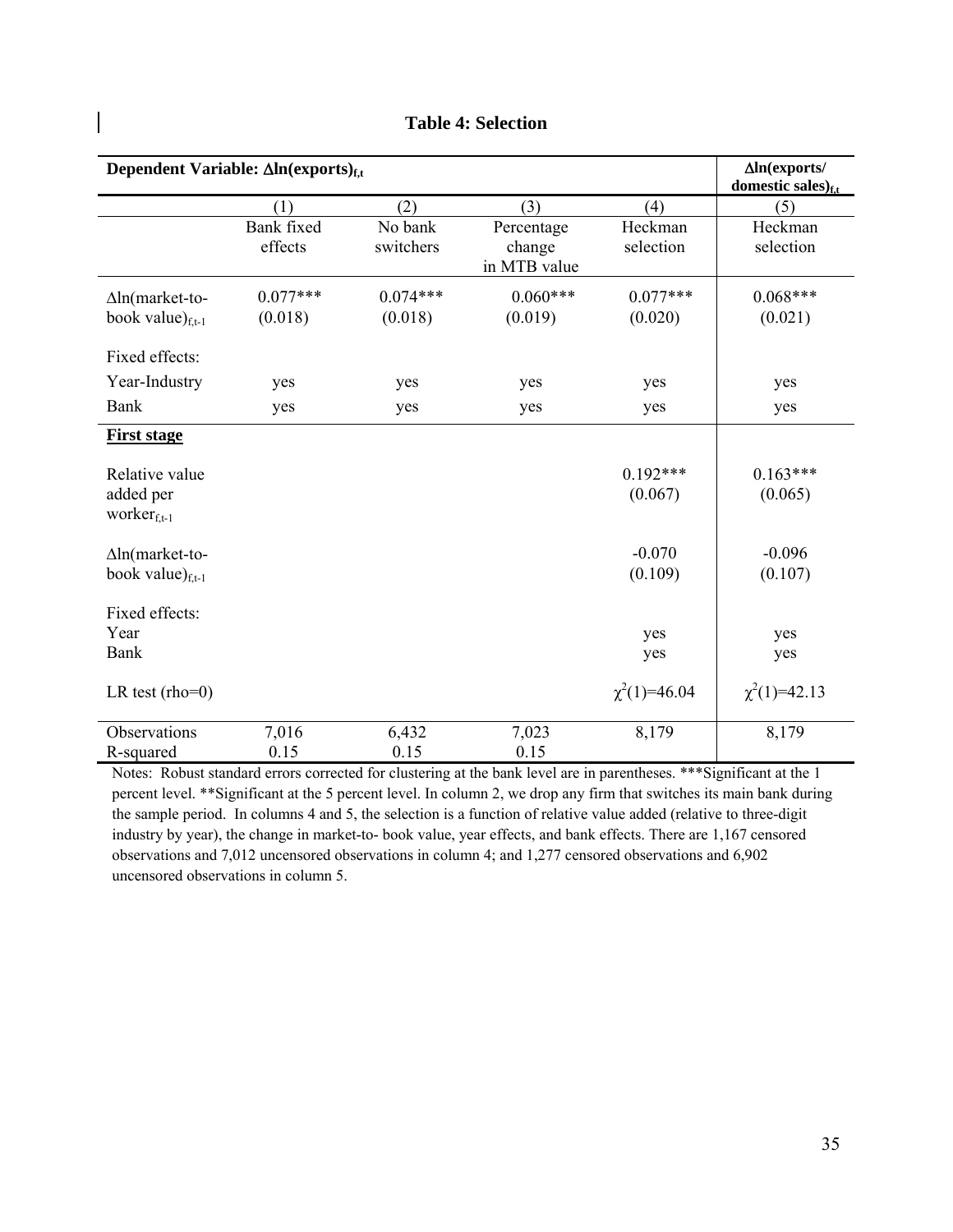**Table 4: Selection**

| Dependent Variable: $\Delta\ln(\text{exports})_{f,t}$ | | | | | $\Delta\ln(\text{exports/domestic sales})_{f,t}$ |
|---|---|---|---|---|---|
| | (1) | (2) | (3) | (4) | (5) |
| | Bank fixed effects | No bank switchers | Percentage change in MTB value | Heckman selection | Heckman selection |
| $\Delta\ln(\text{market-to-book value})_{f,t-1}$ | 0.077*** | 0.074*** | 0.060*** | 0.077*** | 0.068*** |
| | (0.018) | (0.018) | (0.019) | (0.020) | (0.021) |
| Fixed effects: | | | | | |
| Year-Industry | yes | yes | yes | yes | yes |
| Bank | yes | yes | yes | yes | yes |
| **First stage** | | | | | |
| Relative value added per $\text{worker}_{f,t-1}$ | | | | 0.192*** | 0.163*** |
| | | | | (0.067) | (0.065) |
| $\Delta\ln(\text{market-to-book value})_{f,t-1}$ | | | | -0.070 | -0.096 |
| | | | | (0.109) | (0.107) |
| Fixed effects: | | | | | |
| Year | | | | yes | yes |
| Bank | | | | yes | yes |
| LR test (rho=0) | | | | $\chi^2(1)=46.04$ | $\chi^2(1)=42.13$ |
| Observations | 7,016 | 6,432 | 7,023 | 8,179 | 8,179 |
| R-squared | 0.15 | 0.15 | 0.15 | | |

Notes: Robust standard errors corrected for clustering at the bank level are in parentheses. ***Significant at the 1 percent level. **Significant at the 5 percent level. In column 2, we drop any firm that switches its main bank during the sample period. In columns 4 and 5, the selection is a function of relative value added (relative to three-digit industry by year), the change in market-to- book value, year effects, and bank effects. There are 1,167 censored observations and 7,012 uncensored observations in column 4; and 1,277 censored observations and 6,902 uncensored observations in column 5.